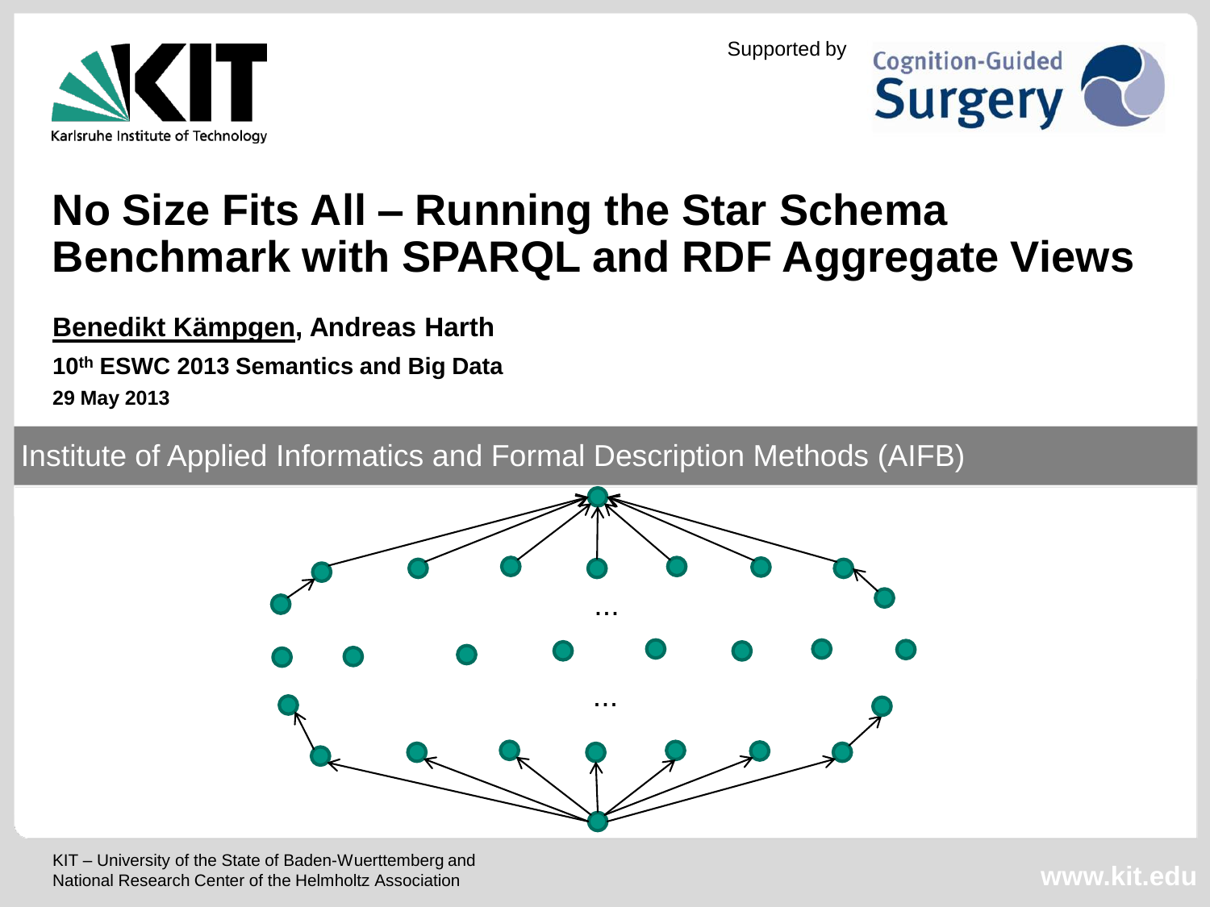Supported by Cognition-Guided Surgery

# No Size Fits All – Running the Star Schema Benchmark with SPARQL and RDF Aggregate Views

**Benedikt Kämpgen, Andreas Harth**

**10th ESWC 2013 Semantics and Big Data**

**29 May 2013**

Institute of Applied Informatics and Formal Description Methods (AIFB)

KIT – University of the State of Baden-Wuerttemberg and National Research Center of the Helmholtz Association

www.kit.edu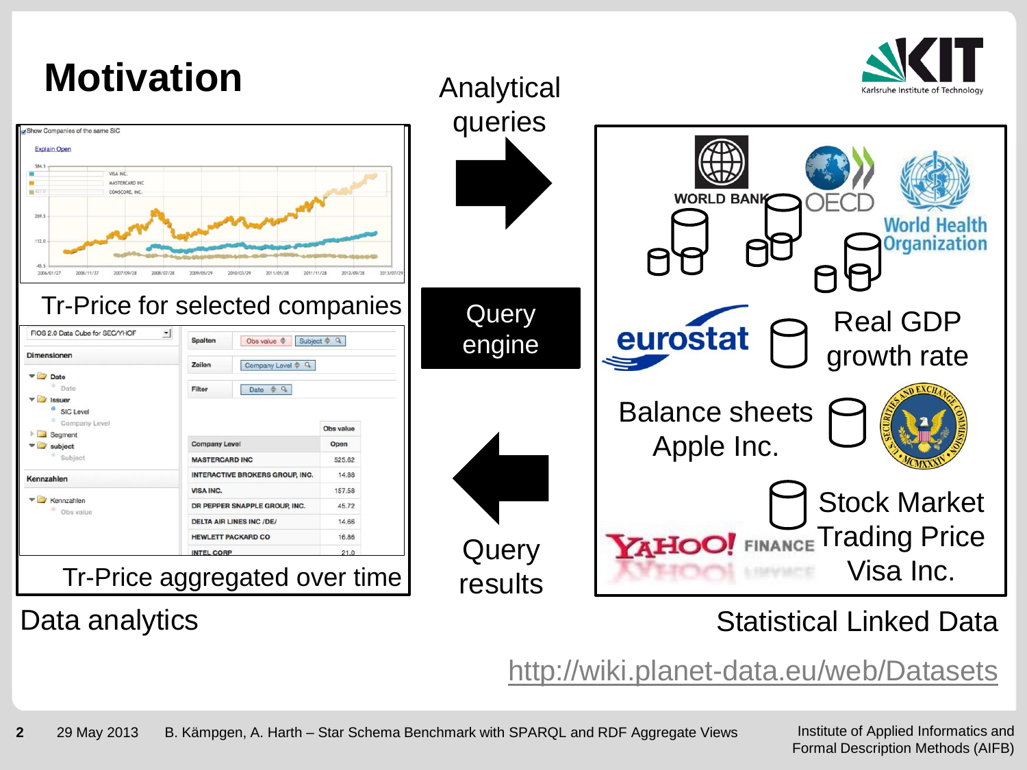# Motivation

Analytical queries

Query engine

Query results

Tr-Price for selected companies

Tr-Price aggregated over time

Data analytics

Real GDP growth rate

Balance sheets Apple Inc.

Stock Market Trading Price Visa Inc.

Statistical Linked Data

http://wiki.planet-data.eu/web/Datasets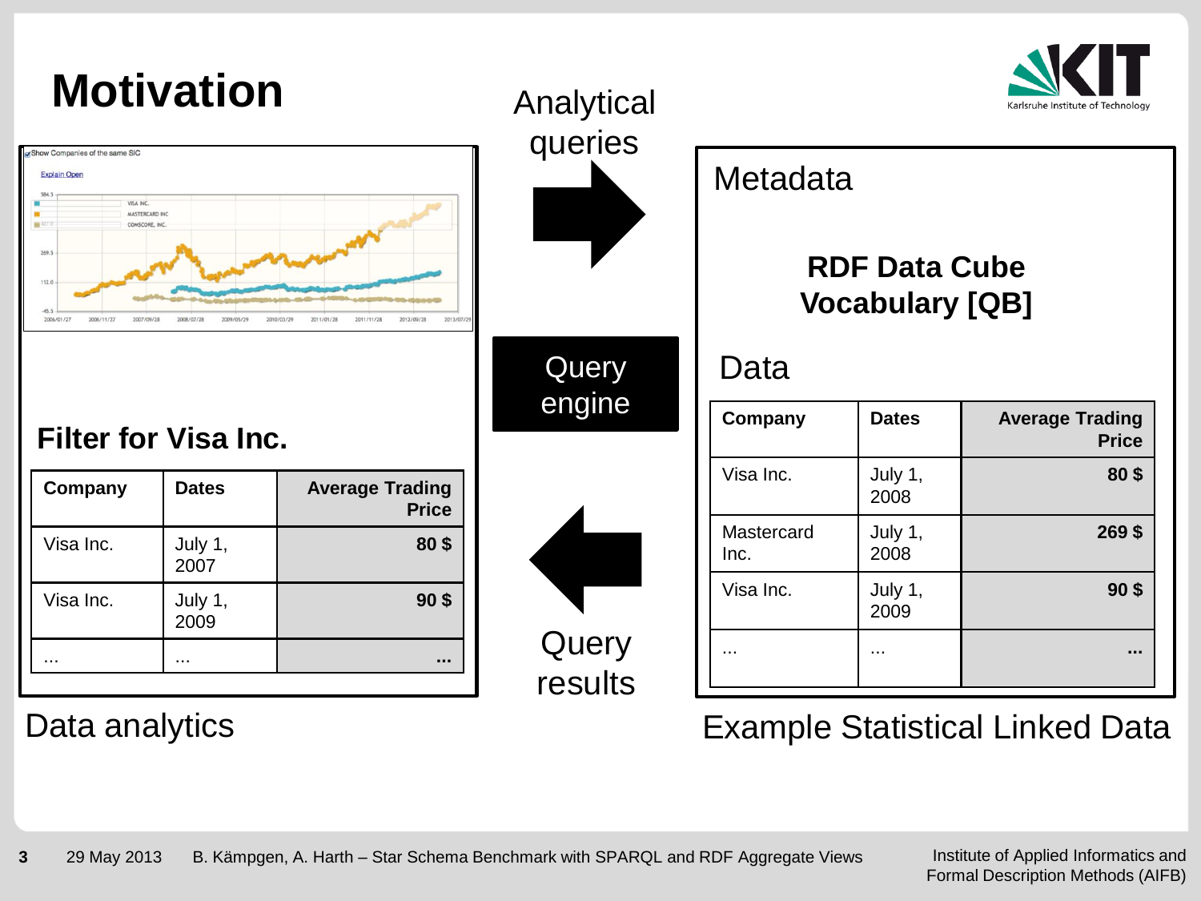# Motivation

**Filter for Visa Inc.**

| Company | Dates | Average Trading Price |
|---|---|---|
| Visa Inc. | July 1, 2007 | **80 $** |
| Visa Inc. | July 1, 2009 | **90 $** |
| … | … | **…** |

Data analytics

Analytical queries

Query engine

Query results

Metadata

**RDF Data Cube Vocabulary [QB]**

Data

| Company | Dates | Average Trading Price |
|---|---|---|
| Visa Inc. | July 1, 2008 | **80 $** |
| Mastercard Inc. | July 1, 2008 | **269 $** |
| Visa Inc. | July 1, 2009 | **90 $** |
| … | … | **…** |

Example Statistical Linked Data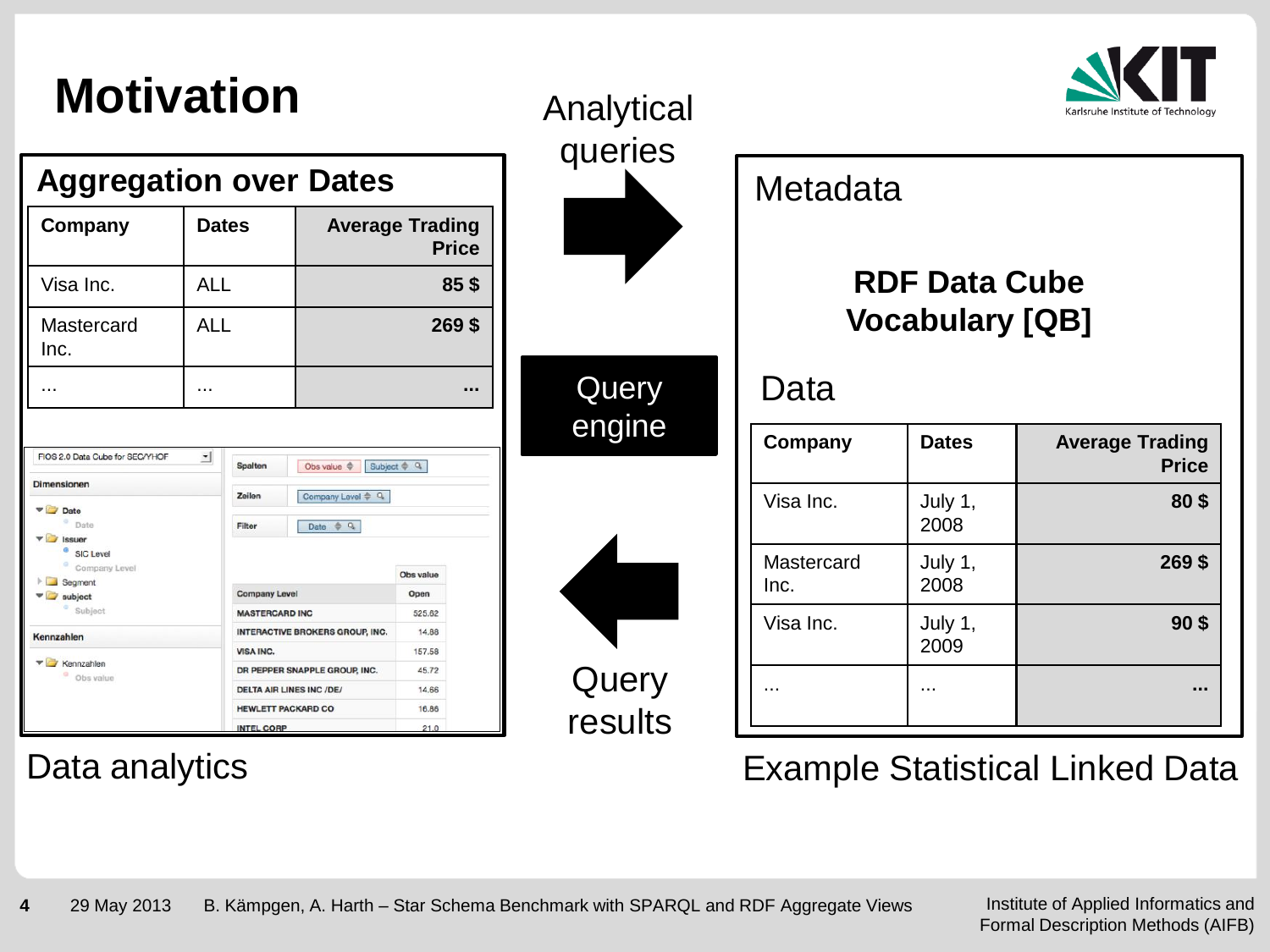# Motivation

## Aggregation over Dates

| Company | Dates | Average Trading Price |
|---|---|---|
| Visa Inc. | ALL | **85 $** |
| Mastercard Inc. | ALL | **269 $** |
| ... | ... | **...** |

| Company Level | Obs value Open |
|---|---|
| MASTERCARD INC | 525.62 |
| INTERACTIVE BROKERS GROUP, INC. | 14.88 |
| VISA INC. | 157.58 |
| DR PEPPER SNAPPLE GROUP, INC. | 45.72 |
| DELTA AIR LINES INC /DE/ | 14.66 |
| HEWLETT PACKARD CO | 16.86 |
| INTEL CORP | 21.0 |

Data analytics

Analytical queries

Query engine

Query results

## Metadata

**RDF Data Cube Vocabulary [QB]**

## Data

| Company | Dates | Average Trading Price |
|---|---|---|
| Visa Inc. | July 1, 2008 | **80 $** |
| Mastercard Inc. | July 1, 2008 | **269 $** |
| Visa Inc. | July 1, 2009 | **90 $** |
| ... | ... | **...** |

Example Statistical Linked Data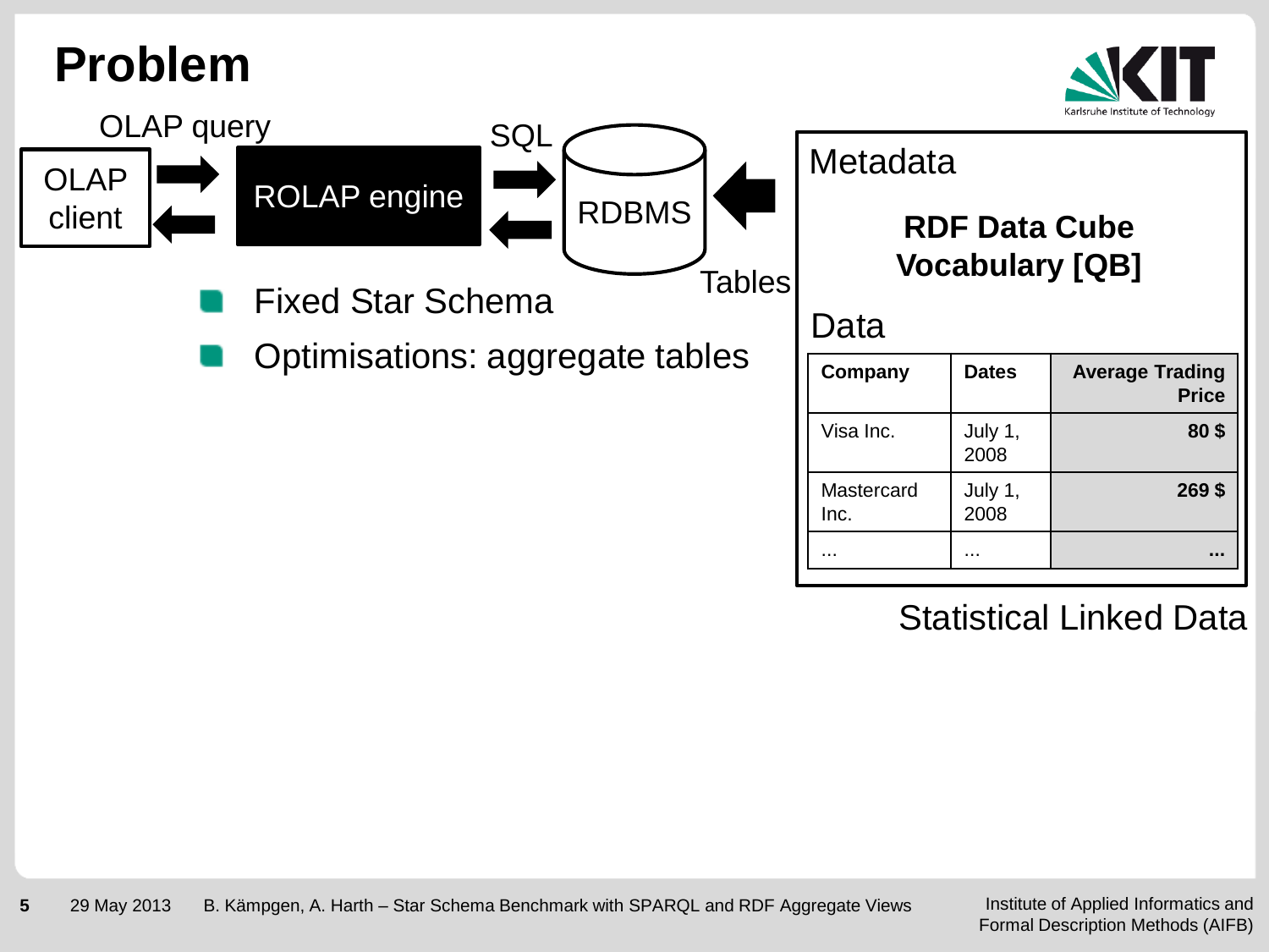# Problem

OLAP client → OLAP query → ROLAP engine → SQL → RDBMS ← Tables

- Fixed Star Schema
- Optimisations: aggregate tables

Metadata

**RDF Data Cube Vocabulary [QB]**

Data

| Company | Dates | Average Trading Price |
|---|---|---|
| Visa Inc. | July 1, 2008 | **80 $** |
| Mastercard Inc. | July 1, 2008 | **269 $** |
| ... | ... | **...** |

Statistical Linked Data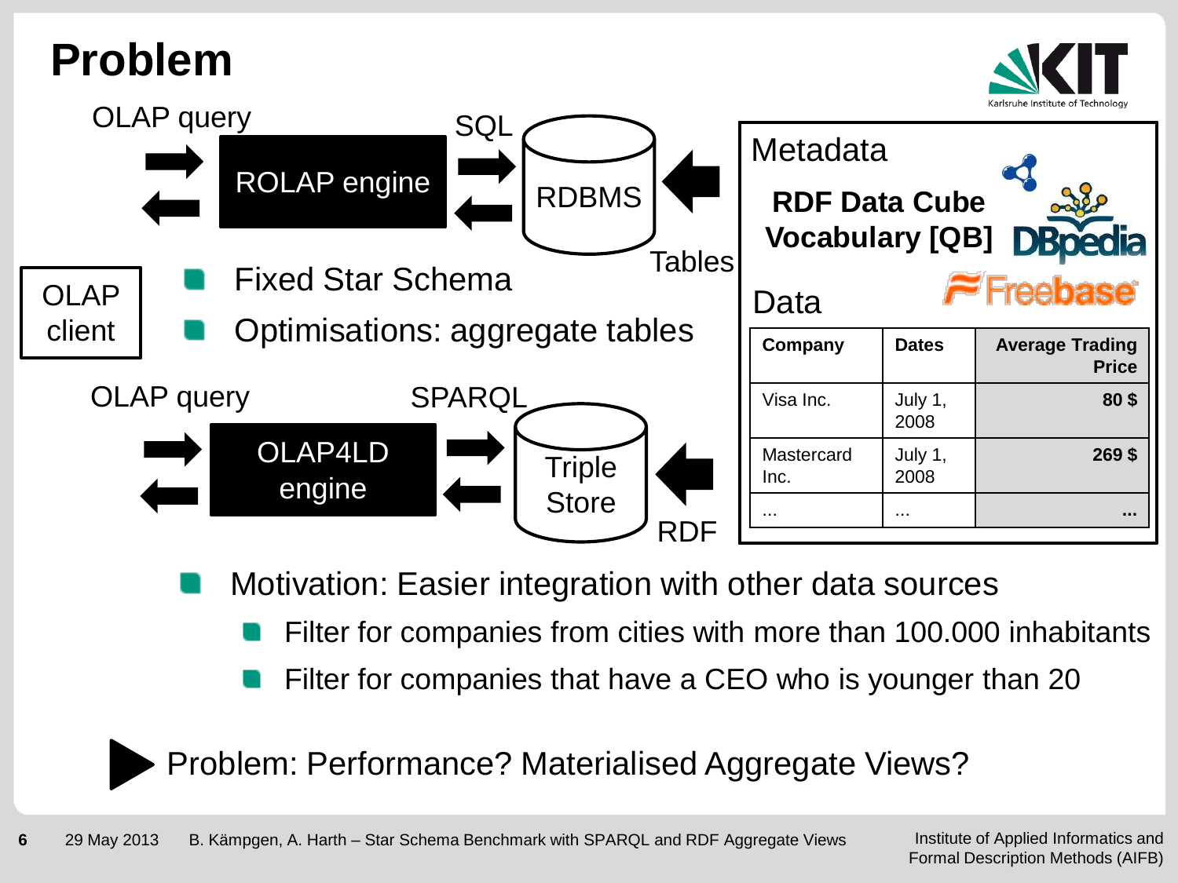# Problem

OLAP query → ROLAP engine → SQL → RDBMS ← Tables

OLAP client

- Fixed Star Schema
- Optimisations: aggregate tables

OLAP query → OLAP4LD engine → SPARQL → Triple Store ← RDF

**Metadata**

**RDF Data Cube Vocabulary [QB]**

DBpedia

Freebase

**Data**

| Company | Dates | Average Trading Price |
|---|---|---|
| Visa Inc. | July 1, 2008 | 80 $ |
| Mastercard Inc. | July 1, 2008 | 269 $ |
| ... | ... | ... |

- Motivation: Easier integration with other data sources
  - Filter for companies from cities with more than 100.000 inhabitants
  - Filter for companies that have a CEO who is younger than 20

▶ Problem: Performance? Materialised Aggregate Views?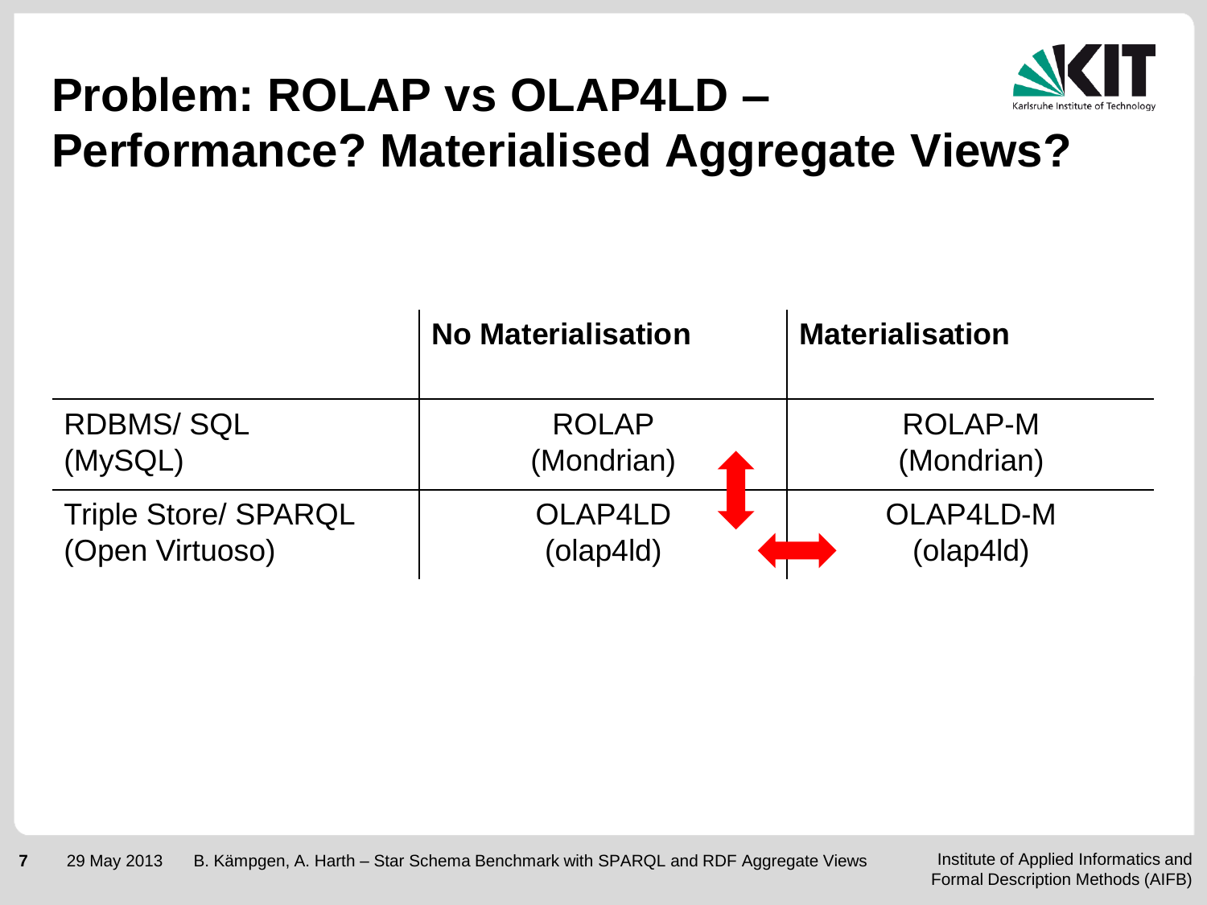# Problem: ROLAP vs OLAP4LD – Performance? Materialised Aggregate Views?

| | No Materialisation | Materialisation |
|---|---|---|
| RDBMS/ SQL (MySQL) | ROLAP (Mondrian) | ROLAP-M (Mondrian) |
| Triple Store/ SPARQL (Open Virtuoso) | OLAP4LD (olap4ld) | OLAP4LD-M (olap4ld) |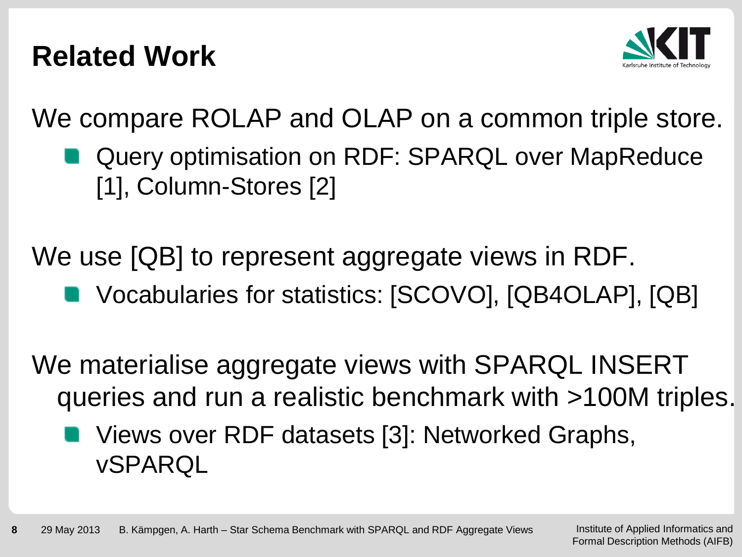# Related Work

We compare ROLAP and OLAP on a common triple store.

- Query optimisation on RDF: SPARQL over MapReduce [1], Column-Stores [2]

We use [QB] to represent aggregate views in RDF.

- Vocabularies for statistics: [SCOVO], [QB4OLAP], [QB]

We materialise aggregate views with SPARQL INSERT queries and run a realistic benchmark with >100M triples.

- Views over RDF datasets [3]: Networked Graphs, vSPARQL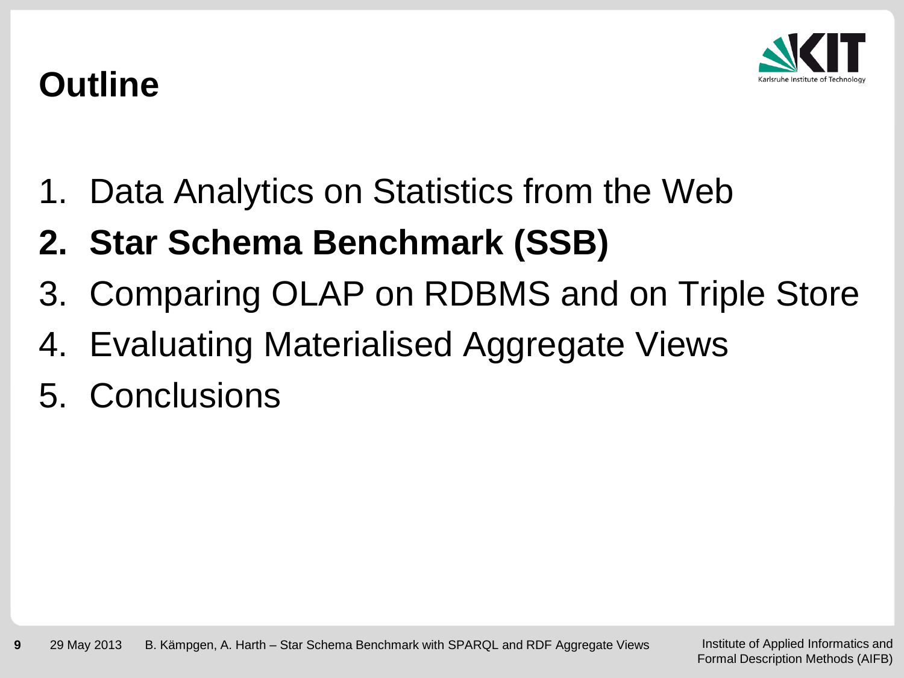# Outline

1. Data Analytics on Statistics from the Web
2. **Star Schema Benchmark (SSB)**
3. Comparing OLAP on RDBMS and on Triple Store
4. Evaluating Materialised Aggregate Views
5. Conclusions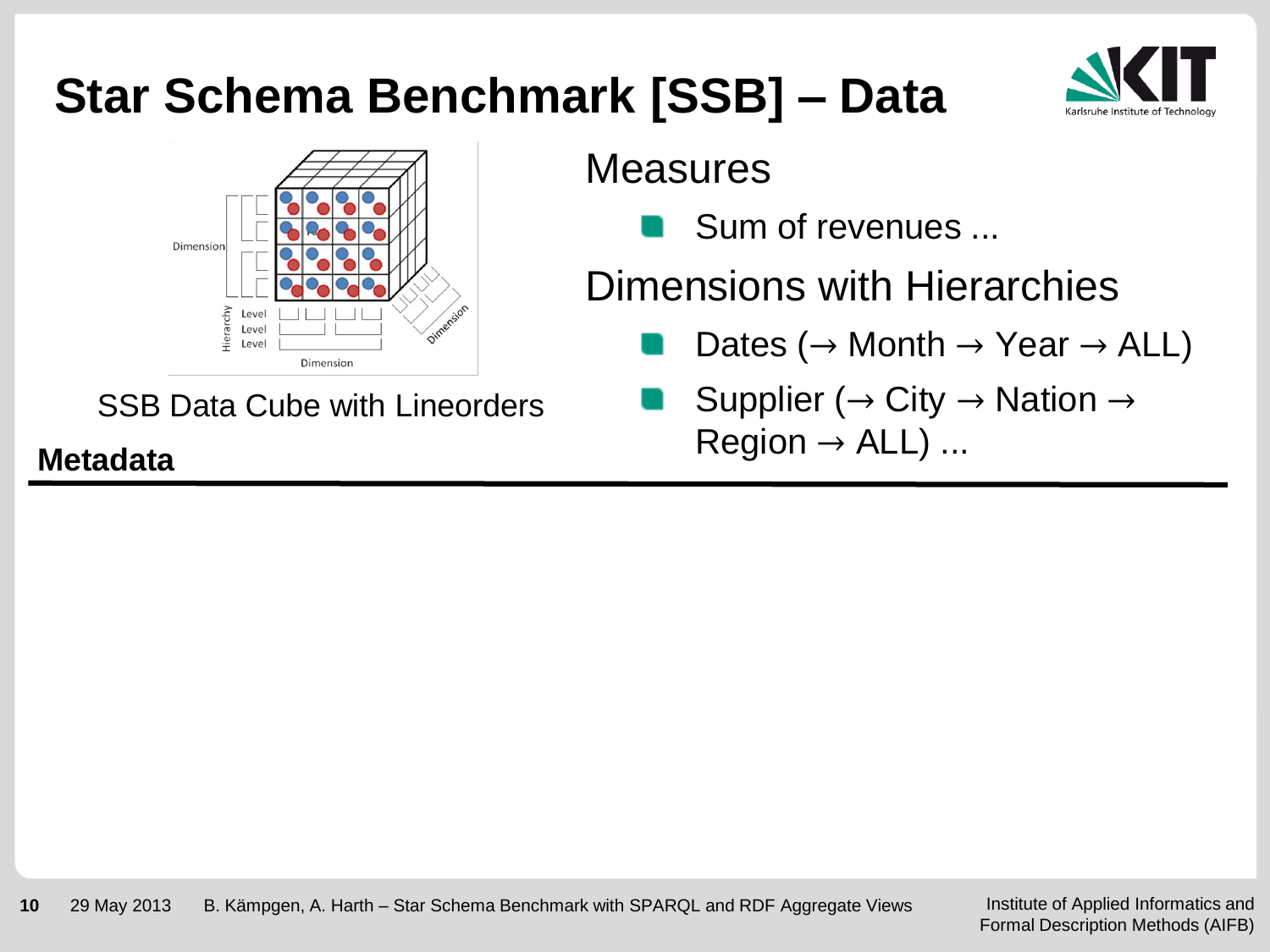# Star Schema Benchmark [SSB] – Data

SSB Data Cube with Lineorders

**Metadata**

Measures

- Sum of revenues ...

Dimensions with Hierarchies

- Dates (→ Month → Year → ALL)
- Supplier (→ City → Nation → Region → ALL) ...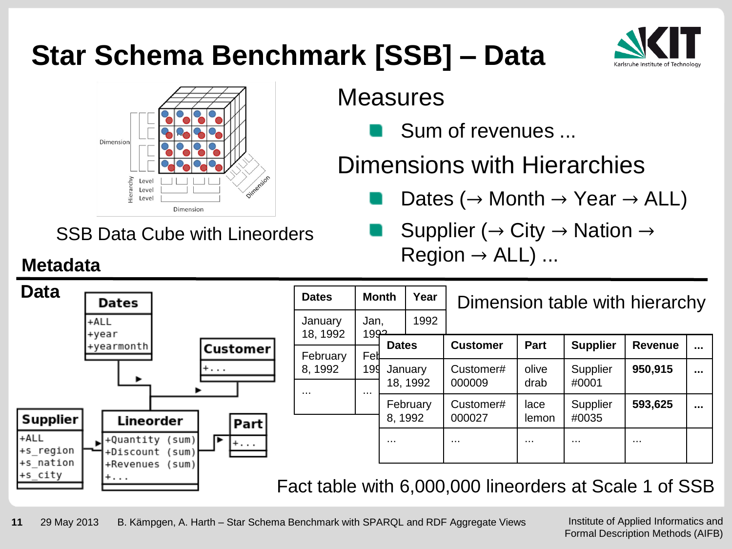# Star Schema Benchmark [SSB] – Data

SSB Data Cube with Lineorders

## Measures

- Sum of revenues ...

## Dimensions with Hierarchies

- Dates (→ Month → Year → ALL)
- Supplier (→ City → Nation → Region → ALL) ...

**Metadata**

**Data**

**Dates**
- +ALL
- +year
- +yearmonth

**Customer**
- +...

**Supplier**
- +ALL
- +s_region
- +s_nation
- +s_city

**Lineorder**
- +Quantity (sum)
- +Discount (sum)
- +Revenues (sum)
- +...

**Part**
- +...

Dimension table with hierarchy

| Dates | Month | Year |
|---|---|---|
| January 18, 1992 | Jan, 1992 | 1992 |
| February 8, 1992 | Feb 1992 | |
| ... | ... | |

| Dates | Customer | Part | Supplier | Revenue | ... |
|---|---|---|---|---|---|
| January 18, 1992 | Customer# 000009 | olive drab | Supplier #0001 | **950,915** | **...** |
| February 8, 1992 | Customer# 000027 | lace lemon | Supplier #0035 | **593,625** | **...** |
| ... | ... | ... | ... | ... | |

Fact table with 6,000,000 lineorders at Scale 1 of SSB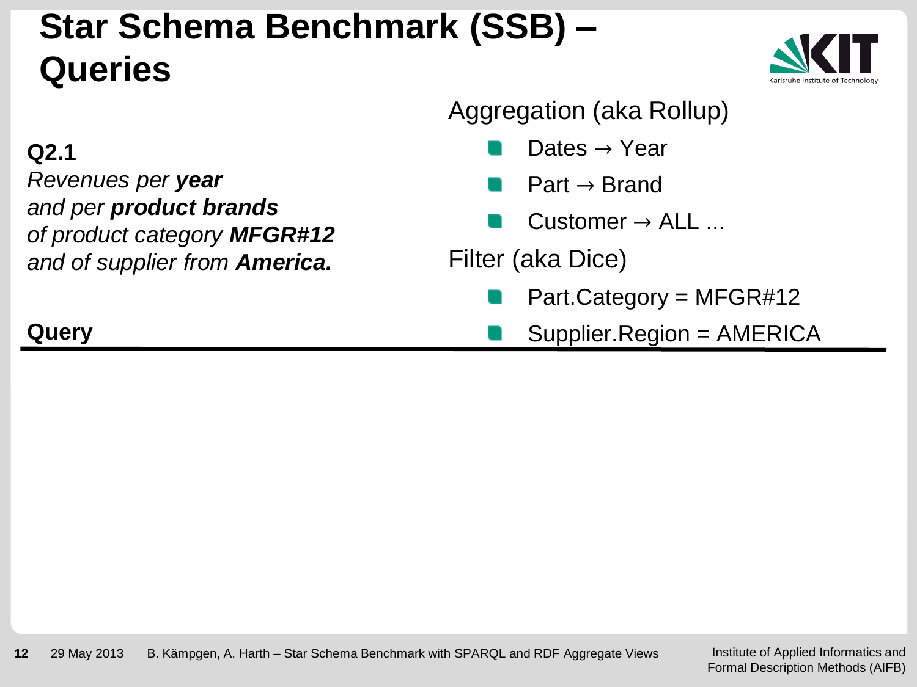# Star Schema Benchmark (SSB) – Queries

**Q2.1**

*Revenues per* ***year***
*and per* ***product brands***
*of product category* ***MFGR#12***
*and of supplier from* ***America.***

**Query**

Aggregation (aka Rollup)

- Dates → Year
- Part → Brand
- Customer → ALL ...

Filter (aka Dice)

- Part.Category = MFGR#12
- Supplier.Region = AMERICA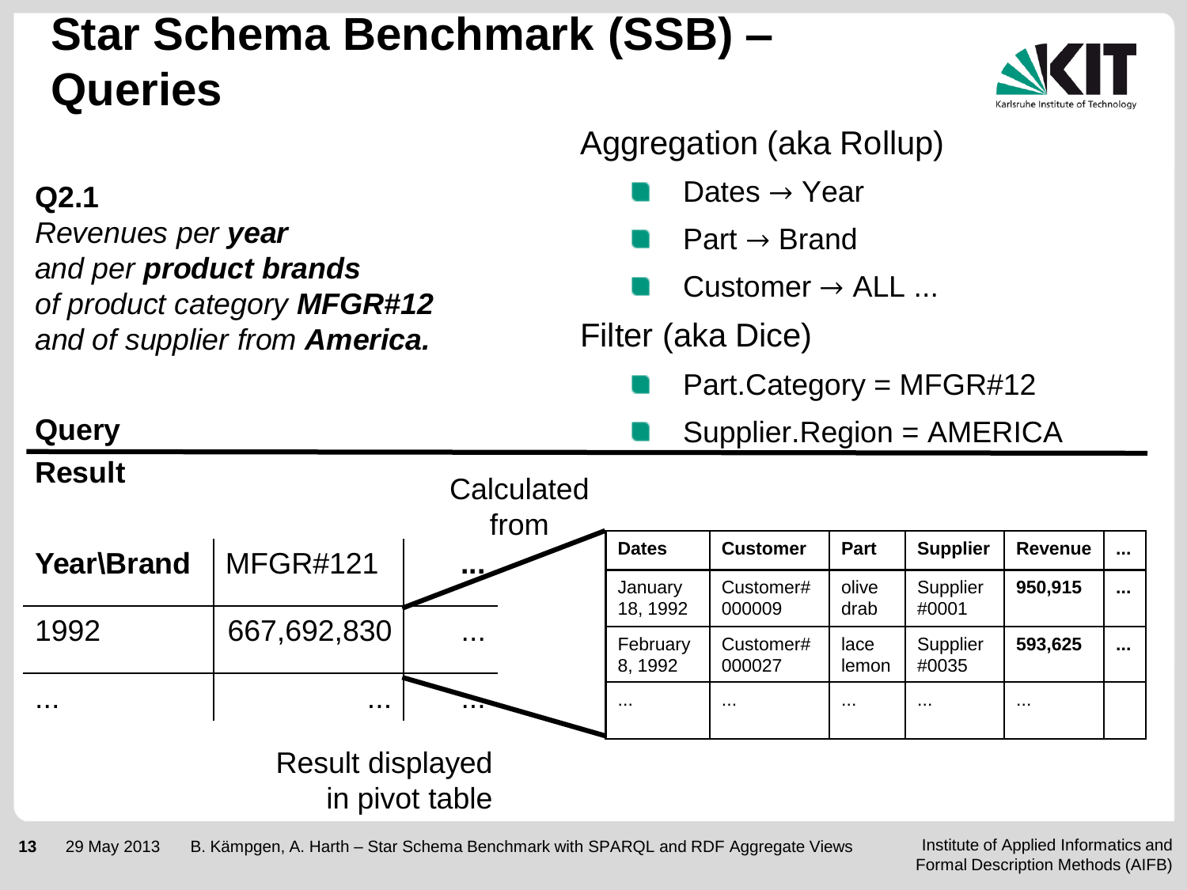# Star Schema Benchmark (SSB) – Queries

**Q2.1**
*Revenues per **year** and per **product brands** of product category **MFGR#12** and of supplier from **America.***

Aggregation (aka Rollup)

- Dates → Year
- Part → Brand
- Customer → ALL ...

Filter (aka Dice)

- Part.Category = MFGR#12
- Supplier.Region = AMERICA

**Query**

**Result**

| **Year\Brand** | MFGR#121 | **...** |
|---|---|---|
| 1992 | 667,692,830 | ... |
| ... | ... | ... |

Result displayed in pivot table

Calculated from

| Dates | Customer | Part | Supplier | Revenue | ... |
|---|---|---|---|---|---|
| January 18, 1992 | Customer# 000009 | olive drab | Supplier #0001 | **950,915** | **...** |
| February 8, 1992 | Customer# 000027 | lace lemon | Supplier #0035 | **593,625** | **...** |
| ... | ... | ... | ... | ... | |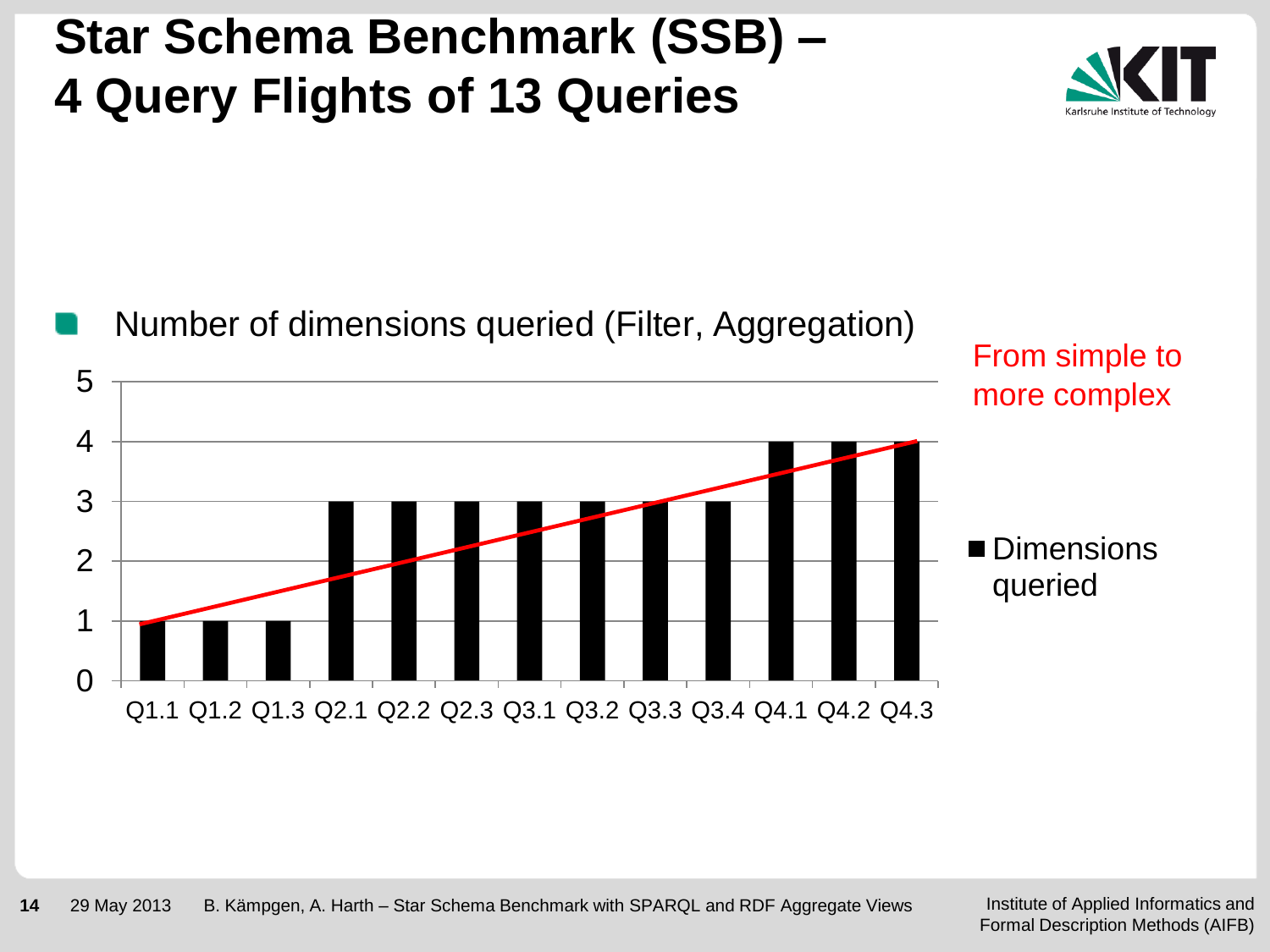# Star Schema Benchmark (SSB) – 4 Query Flights of 13 Queries

- Number of dimensions queried (Filter, Aggregation)

| Query | Dimensions queried |
| --- | --- |
| Q1.1 | 1 |
| Q1.2 | 1 |
| Q1.3 | 1 |
| Q2.1 | 3 |
| Q2.2 | 3 |
| Q2.3 | 3 |
| Q3.1 | 3 |
| Q3.2 | 3 |
| Q3.3 | 3 |
| Q3.4 | 3 |
| Q4.1 | 4 |
| Q4.2 | 4 |
| Q4.3 | 4 |

From simple to more complex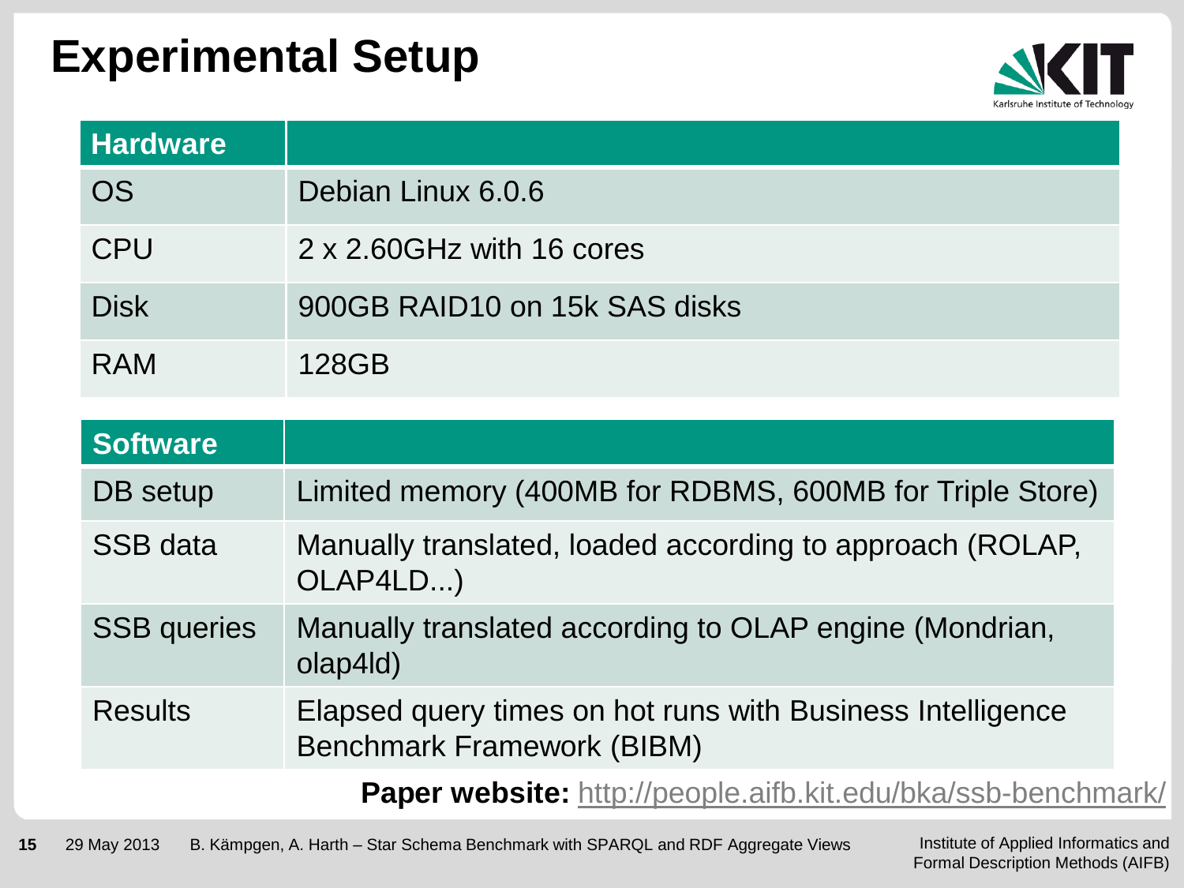# Experimental Setup

| Hardware | |
|---|---|
| OS | Debian Linux 6.0.6 |
| CPU | 2 x 2.60GHz with 16 cores |
| Disk | 900GB RAID10 on 15k SAS disks |
| RAM | 128GB |

| Software | |
|---|---|
| DB setup | Limited memory (400MB for RDBMS, 600MB for Triple Store) |
| SSB data | Manually translated, loaded according to approach (ROLAP, OLAP4LD...) |
| SSB queries | Manually translated according to OLAP engine (Mondrian, olap4ld) |
| Results | Elapsed query times on hot runs with Business Intelligence Benchmark Framework (BIBM) |

**Paper website:** http://people.aifb.kit.edu/bka/ssb-benchmark/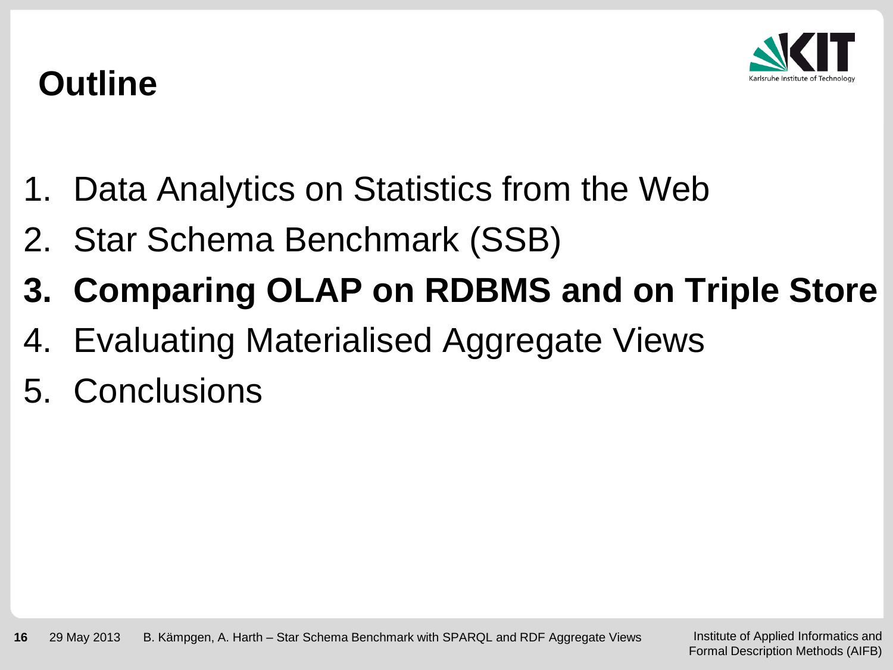# Outline

1. Data Analytics on Statistics from the Web
2. Star Schema Benchmark (SSB)
3. **Comparing OLAP on RDBMS and on Triple Store**
4. Evaluating Materialised Aggregate Views
5. Conclusions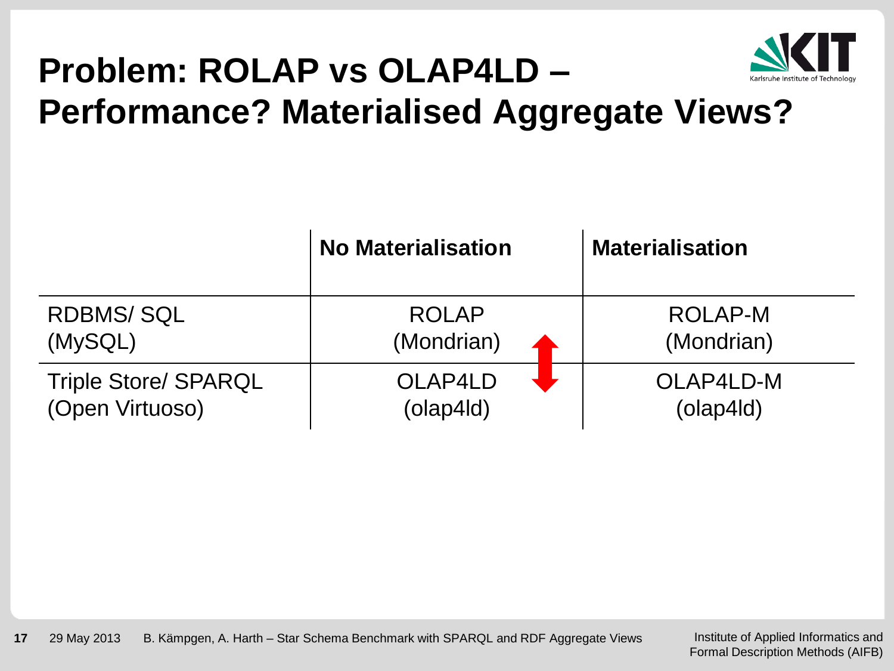# Problem: ROLAP vs OLAP4LD – Performance? Materialised Aggregate Views?

| | **No Materialisation** | **Materialisation** |
|---|---|---|
| RDBMS/ SQL (MySQL) | ROLAP (Mondrian) | ROLAP-M (Mondrian) |
| Triple Store/ SPARQL (Open Virtuoso) | OLAP4LD (olap4ld) | OLAP4LD-M (olap4ld) |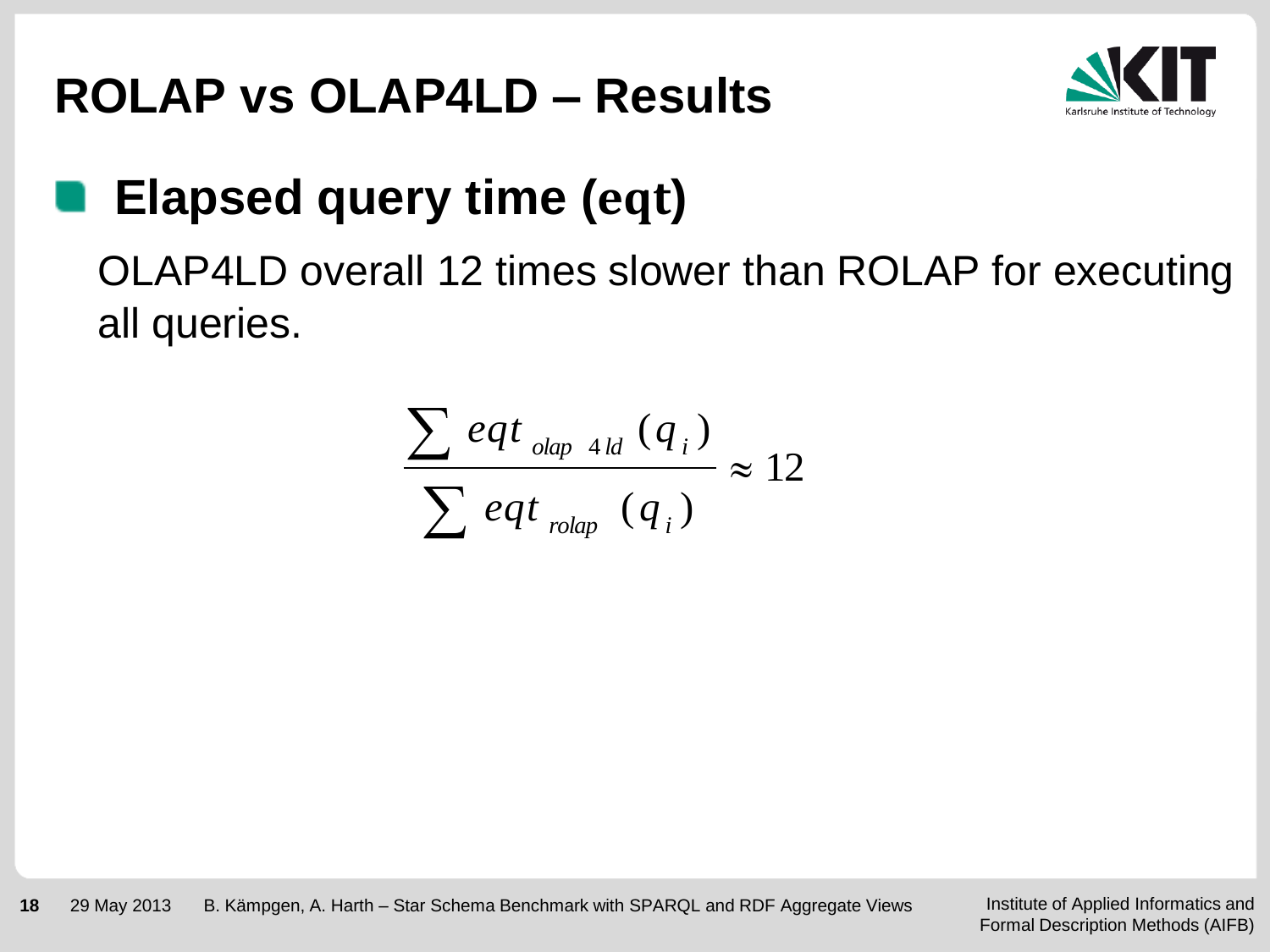# ROLAP vs OLAP4LD – Results

## Elapsed query time (eqt)

OLAP4LD overall 12 times slower than ROLAP for executing all queries.

$$\frac{\sum eqt_{olap4ld}(q_i)}{\sum eqt_{rolap}(q_i)} \approx 12$$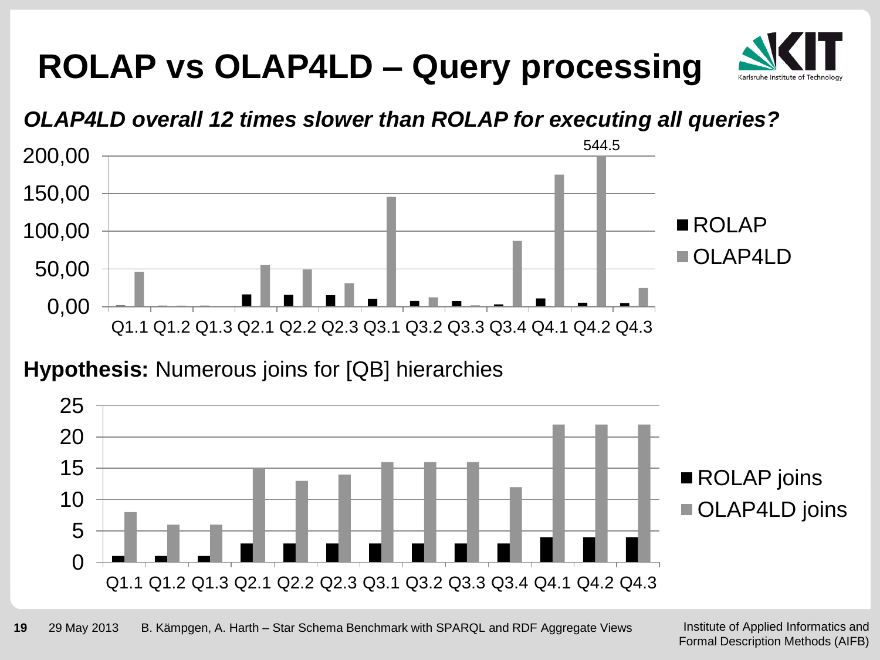# ROLAP vs OLAP4LD – Query processing

***OLAP4LD overall 12 times slower than ROLAP for executing all queries?***

200,00
150,00
100,00
50,00
0,00

544.5

Q1.1 Q1.2 Q1.3 Q2.1 Q2.2 Q2.3 Q3.1 Q3.2 Q3.3 Q3.4 Q4.1 Q4.2 Q4.3

■ ROLAP
■ OLAP4LD

**Hypothesis:** Numerous joins for [QB] hierarchies

25
20
15
10
5
0

Q1.1 Q1.2 Q1.3 Q2.1 Q2.2 Q2.3 Q3.1 Q3.2 Q3.3 Q3.4 Q4.1 Q4.2 Q4.3

■ ROLAP joins
■ OLAP4LD joins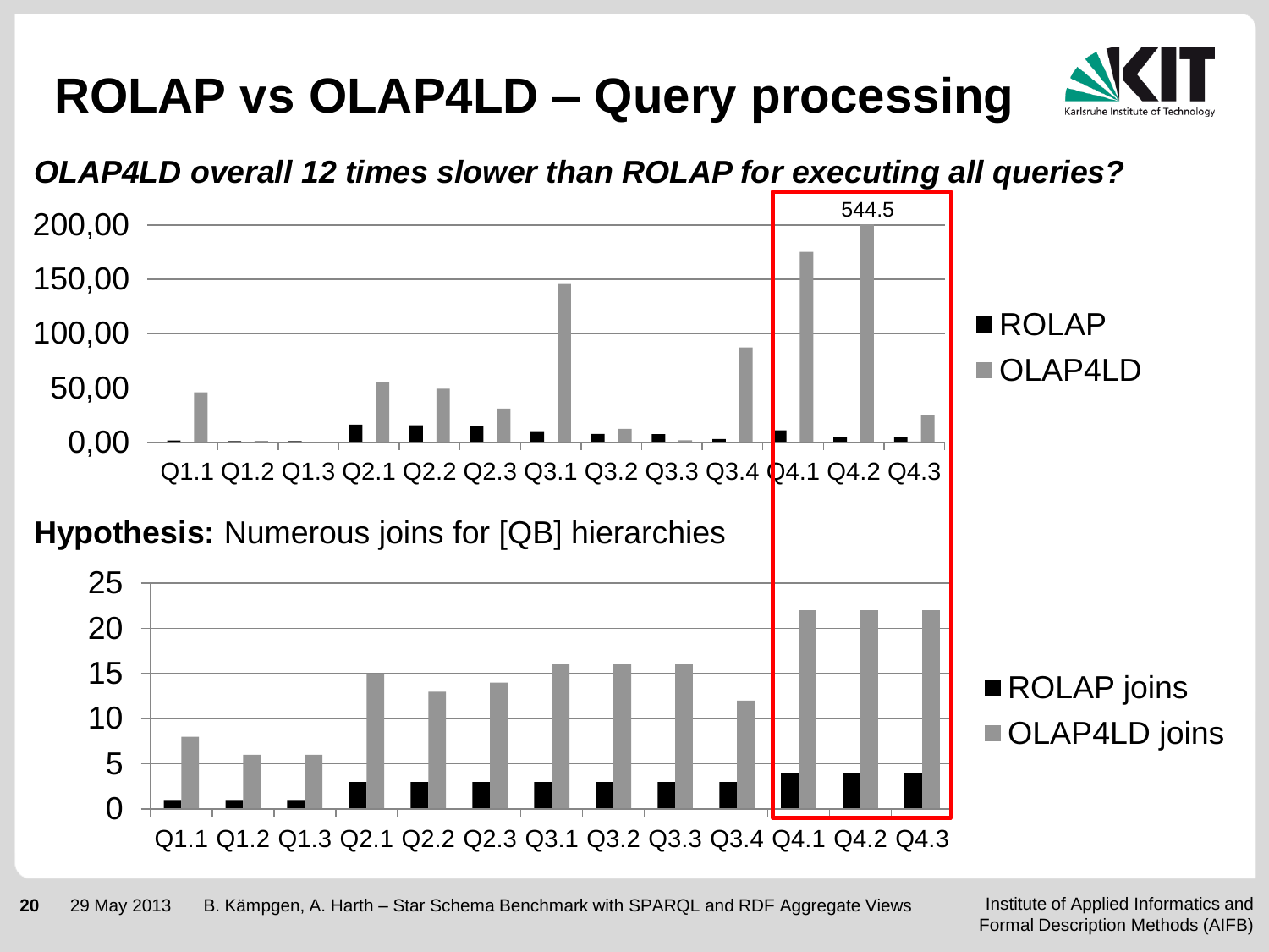# ROLAP vs OLAP4LD – Query processing

***OLAP4LD overall 12 times slower than ROLAP for executing all queries?***

| Query | ROLAP | OLAP4LD |
|---|---|---|
| Q1.1 | | |
| Q1.2 | | |
| Q1.3 | | |
| Q2.1 | | |
| Q2.2 | | |
| Q2.3 | | |
| Q3.1 | | |
| Q3.2 | | |
| Q3.3 | | |
| Q3.4 | | |
| Q4.1 | | |
| Q4.2 | | 544.5 |
| Q4.3 | | |

**Hypothesis:** Numerous joins for [QB] hierarchies

| Query | ROLAP joins | OLAP4LD joins |
|---|---|---|
| Q1.1 | 1 | 8 |
| Q1.2 | 1 | 6 |
| Q1.3 | 1 | 6 |
| Q2.1 | 3 | 15 |
| Q2.2 | 3 | 13 |
| Q2.3 | 3 | 14 |
| Q3.1 | 3 | 16 |
| Q3.2 | 3 | 16 |
| Q3.3 | 3 | 16 |
| Q3.4 | 3 | 12 |
| Q4.1 | 4 | 22 |
| Q4.2 | 4 | 22 |
| Q4.3 | 4 | 22 |

29 May 2013 B. Kämpgen, A. Harth – Star Schema Benchmark with SPARQL and RDF Aggregate Views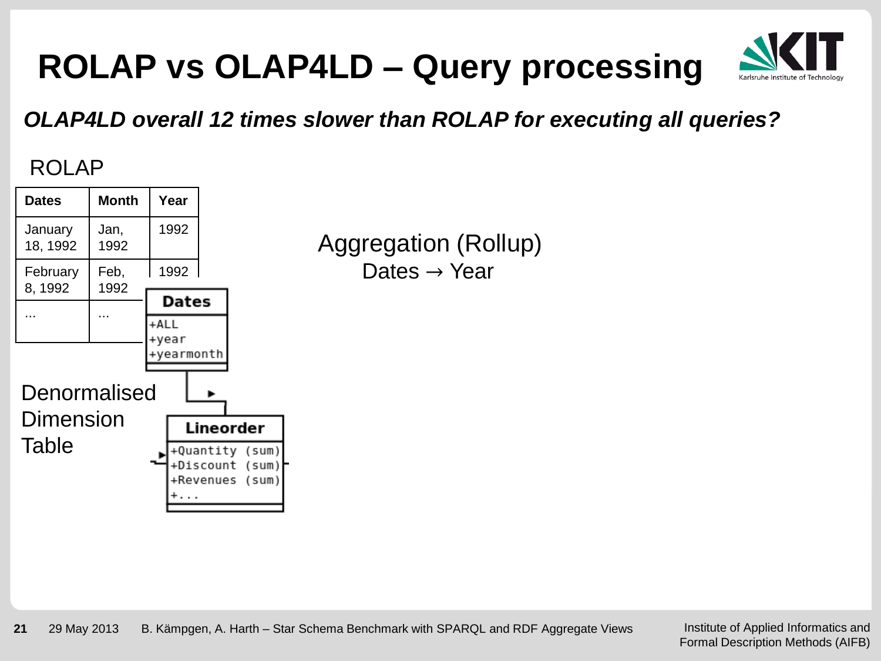# ROLAP vs OLAP4LD – Query processing

***OLAP4LD overall 12 times slower than ROLAP for executing all queries?***

ROLAP

| Dates | Month | Year |
|---|---|---|
| January 18, 1992 | Jan, 1992 | 1992 |
| February 8, 1992 | Feb, 1992 | 1992 |
| ... | ... | |

Denormalised Dimension Table

```
Dates
+ALL
+year
+yearmonth

Lineorder
+Quantity (sum)
+Discount (sum)
+Revenues (sum)
+...
```

Aggregation (Rollup)
Dates → Year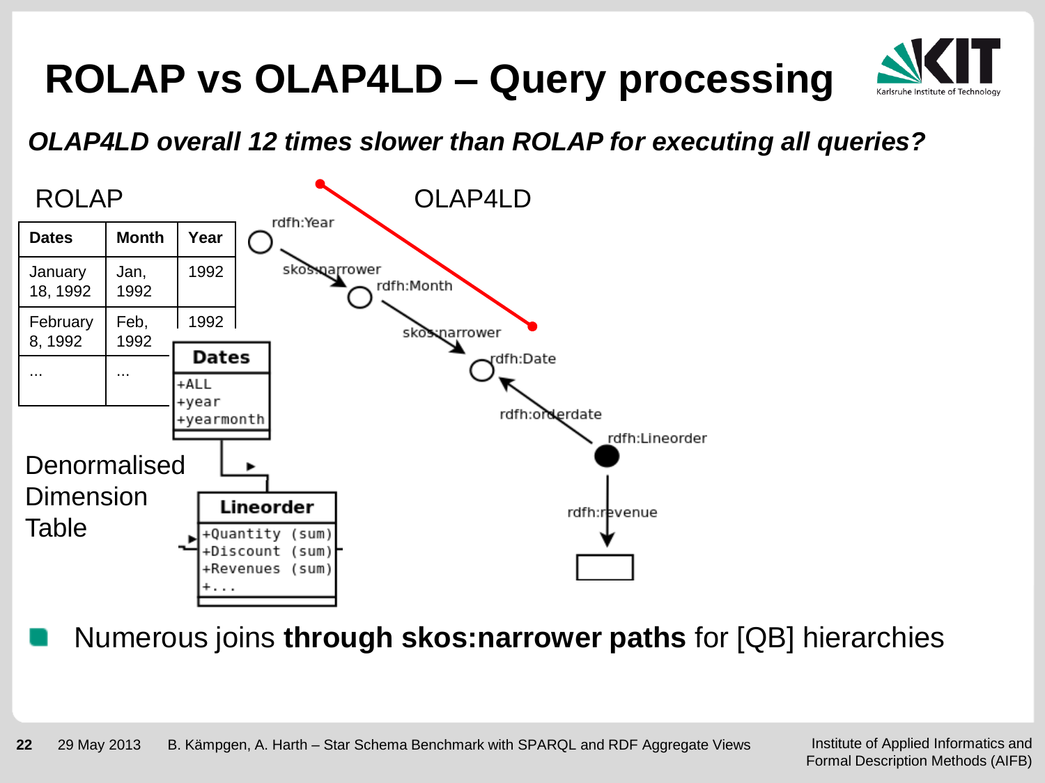# ROLAP vs OLAP4LD – Query processing

***OLAP4LD overall 12 times slower than ROLAP for executing all queries?***

ROLAP

| Dates | Month | Year |
| --- | --- | --- |
| January 18, 1992 | Jan, 1992 | 1992 |
| February 8, 1992 | Feb, 1992 | 1992 |
| ... | ... | |

Dates
+ALL
+year
+yearmonth

Lineorder
+Quantity (sum)
+Discount (sum)
+Revenues (sum)
+...

Denormalised Dimension Table

OLAP4LD

rdfh:Year —skos:narrower→ rdfh:Month —skos:narrower→ rdfh:Date

rdfh:Lineorder —rdfh:orderdate→ rdfh:Date

rdfh:Lineorder —rdfh:revenue→

- Numerous joins **through skos:narrower paths** for [QB] hierarchies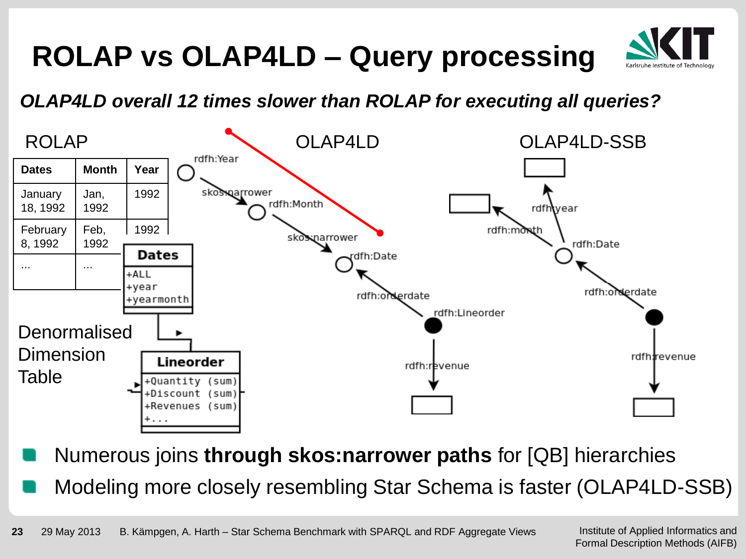# ROLAP vs OLAP4LD – Query processing

***OLAP4LD overall 12 times slower than ROLAP for executing all queries?***

ROLAP

| Dates | Month | Year |
| --- | --- | --- |
| January 18, 1992 | Jan, 1992 | 1992 |
| February 8, 1992 | Feb, 1992 | 1992 |
| ... | ... | |

Denormalised Dimension Table

Dates: +ALL, +year, +yearmonth

Lineorder: +Quantity (sum), +Discount (sum), +Revenues (sum), +...

OLAP4LD

rdfh:Year — skos:narrower → rdfh:Month — skos:narrower → rdfh:Date ← rdfh:orderdate — rdfh:Lineorder — rdfh:revenue →

OLAP4LD-SSB

rdfh:Date — rdfh:month →, rdfh:year →; rdfh:orderdate, rdfh:revenue

- Numerous joins **through skos:narrower paths** for [QB] hierarchies
- Modeling more closely resembling Star Schema is faster (OLAP4LD-SSB)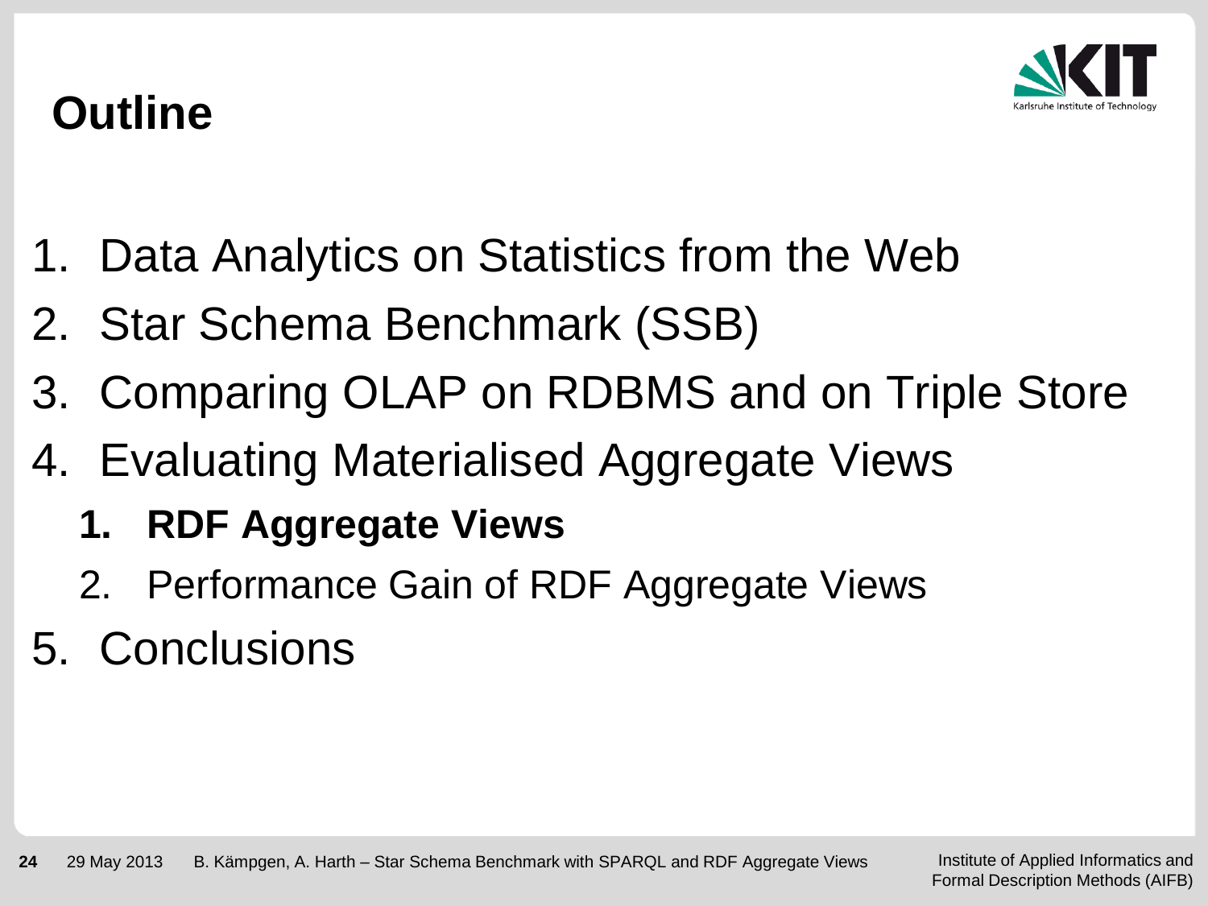# Outline

1. Data Analytics on Statistics from the Web
2. Star Schema Benchmark (SSB)
3. Comparing OLAP on RDBMS and on Triple Store
4. Evaluating Materialised Aggregate Views
   1. **RDF Aggregate Views**
   2. Performance Gain of RDF Aggregate Views
5. Conclusions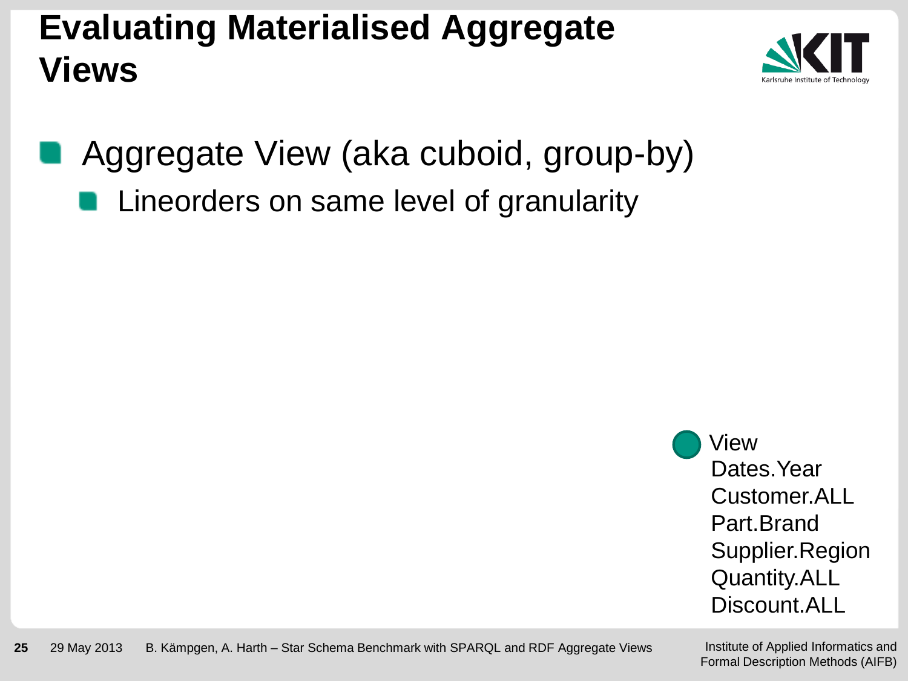# Evaluating Materialised Aggregate Views

- Aggregate View (aka cuboid, group-by)
  - Lineorders on same level of granularity

View
Dates.Year
Customer.ALL
Part.Brand
Supplier.Region
Quantity.ALL
Discount.ALL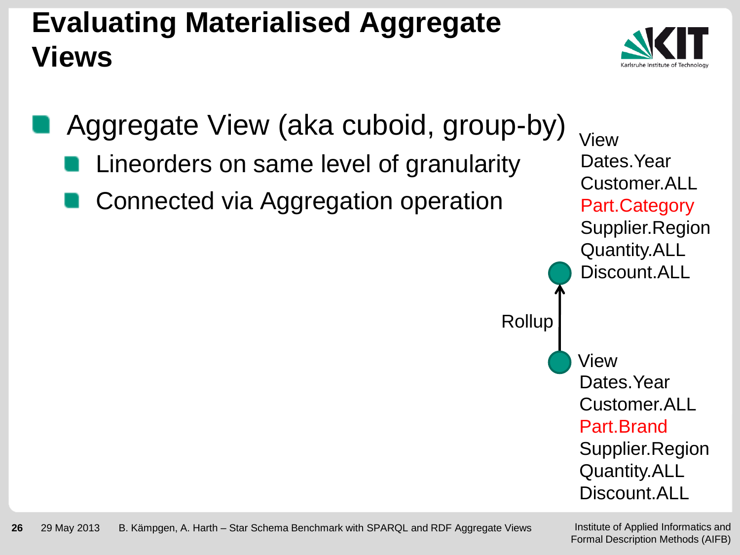# Evaluating Materialised Aggregate Views

- Aggregate View (aka cuboid, group-by)
  - Lineorders on same level of granularity
  - Connected via Aggregation operation

View
Dates.Year
Customer.ALL
Part.Category
Supplier.Region
Quantity.ALL
Discount.ALL

Rollup

View
Dates.Year
Customer.ALL
Part.Brand
Supplier.Region
Quantity.ALL
Discount.ALL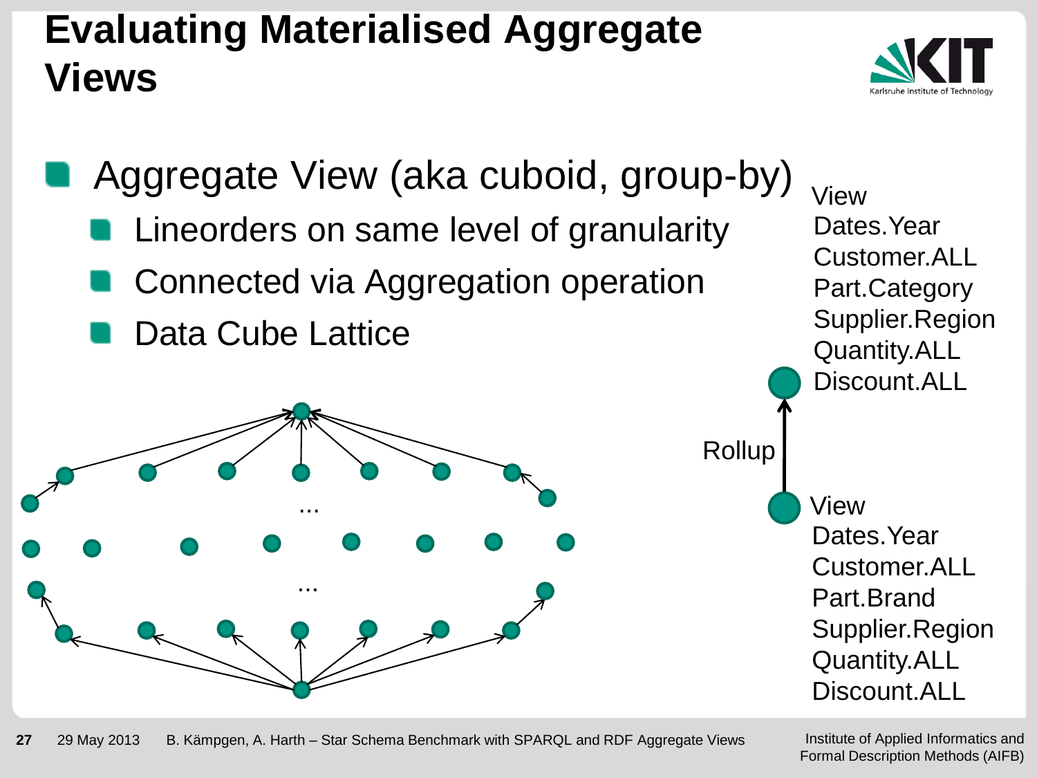# Evaluating Materialised Aggregate Views

- Aggregate View (aka cuboid, group-by)
  - Lineorders on same level of granularity
  - Connected via Aggregation operation
  - Data Cube Lattice

View
Dates.Year
Customer.ALL
Part.Category
Supplier.Region
Quantity.ALL
Discount.ALL

Rollup

View
Dates.Year
Customer.ALL
Part.Brand
Supplier.Region
Quantity.ALL
Discount.ALL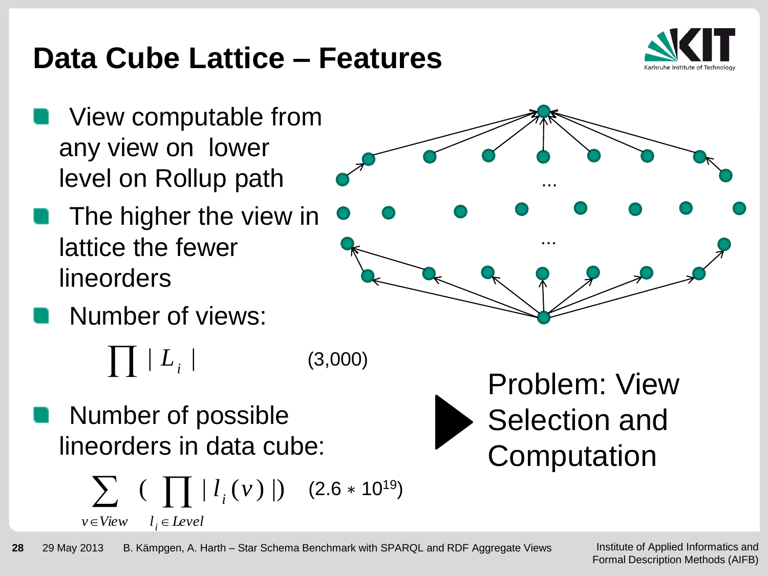# Data Cube Lattice – Features

- View computable from any view on lower level on Rollup path
- The higher the view in lattice the fewer lineorders
- Number of views:

$$\prod |L_i| \qquad (3{,}000)$$

- Number of possible lineorders in data cube:

$$\sum_{v \in View} \left( \prod_{l_i \in Level} |l_i(v)| \right) \qquad (2.6 * 10^{19})$$

▶ Problem: View Selection and Computation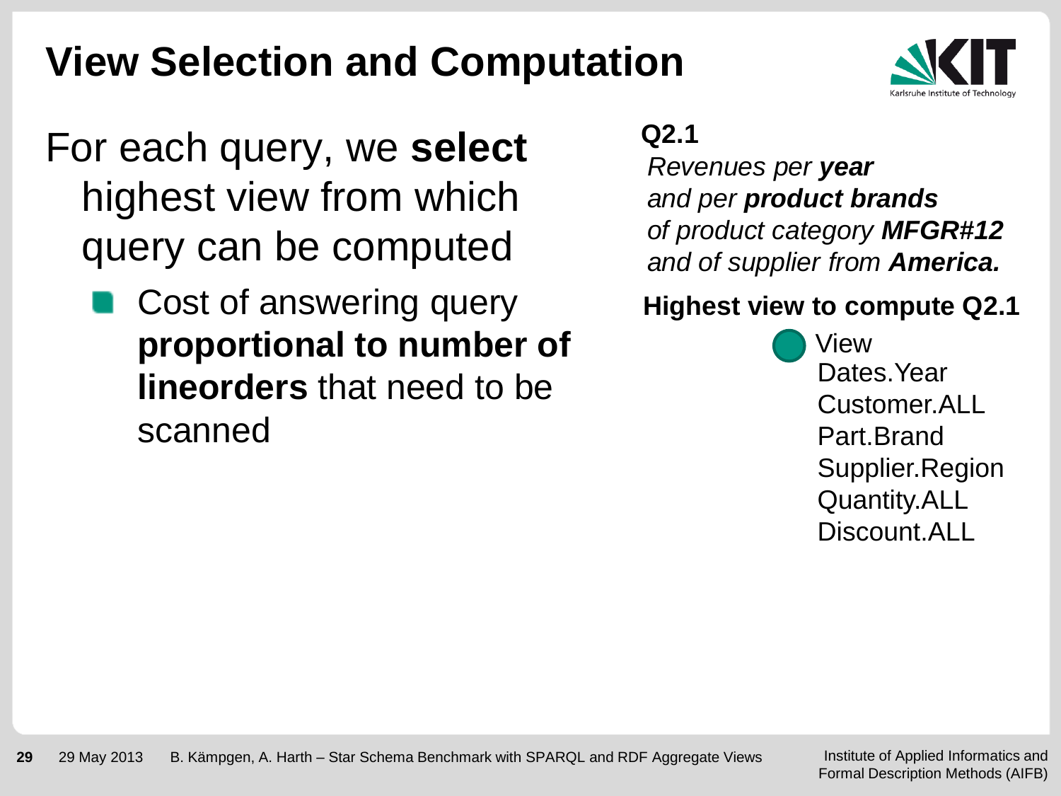# View Selection and Computation

For each query, we **select** highest view from which query can be computed

- Cost of answering query **proportional to number of lineorders** that need to be scanned

**Q2.1**

*Revenues per* ***year*** *and per* ***product brands*** *of product category* ***MFGR#12*** *and of supplier from* ***America.***

**Highest view to compute Q2.1**

View
Dates.Year
Customer.ALL
Part.Brand
Supplier.Region
Quantity.ALL
Discount.ALL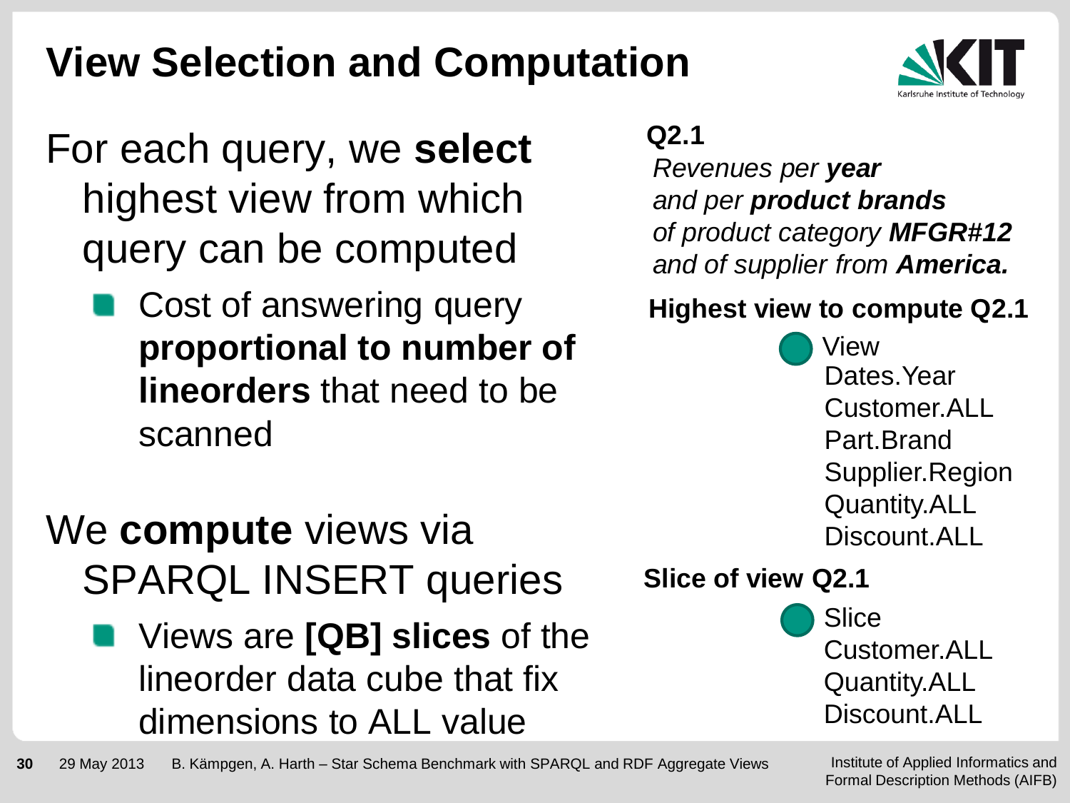# View Selection and Computation

For each query, we **select** highest view from which query can be computed

- Cost of answering query **proportional to number of lineorders** that need to be scanned

We **compute** views via SPARQL INSERT queries

- Views are **[QB] slices** of the lineorder data cube that fix dimensions to ALL value

**Q2.1**

*Revenues per* ***year*** *and per* ***product brands*** *of product category* ***MFGR#12*** *and of supplier from* ***America.***

**Highest view to compute Q2.1**

- View
  Dates.Year
  Customer.ALL
  Part.Brand
  Supplier.Region
  Quantity.ALL
  Discount.ALL

**Slice of view Q2.1**

- Slice
  Customer.ALL
  Quantity.ALL
  Discount.ALL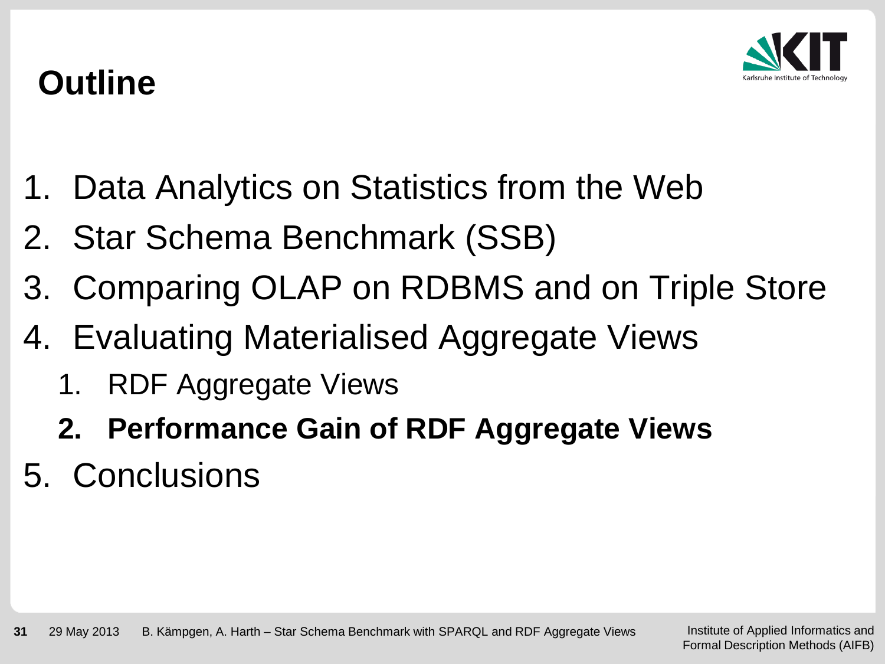# Outline

1. Data Analytics on Statistics from the Web
2. Star Schema Benchmark (SSB)
3. Comparing OLAP on RDBMS and on Triple Store
4. Evaluating Materialised Aggregate Views
   1. RDF Aggregate Views
   2. **Performance Gain of RDF Aggregate Views**
5. Conclusions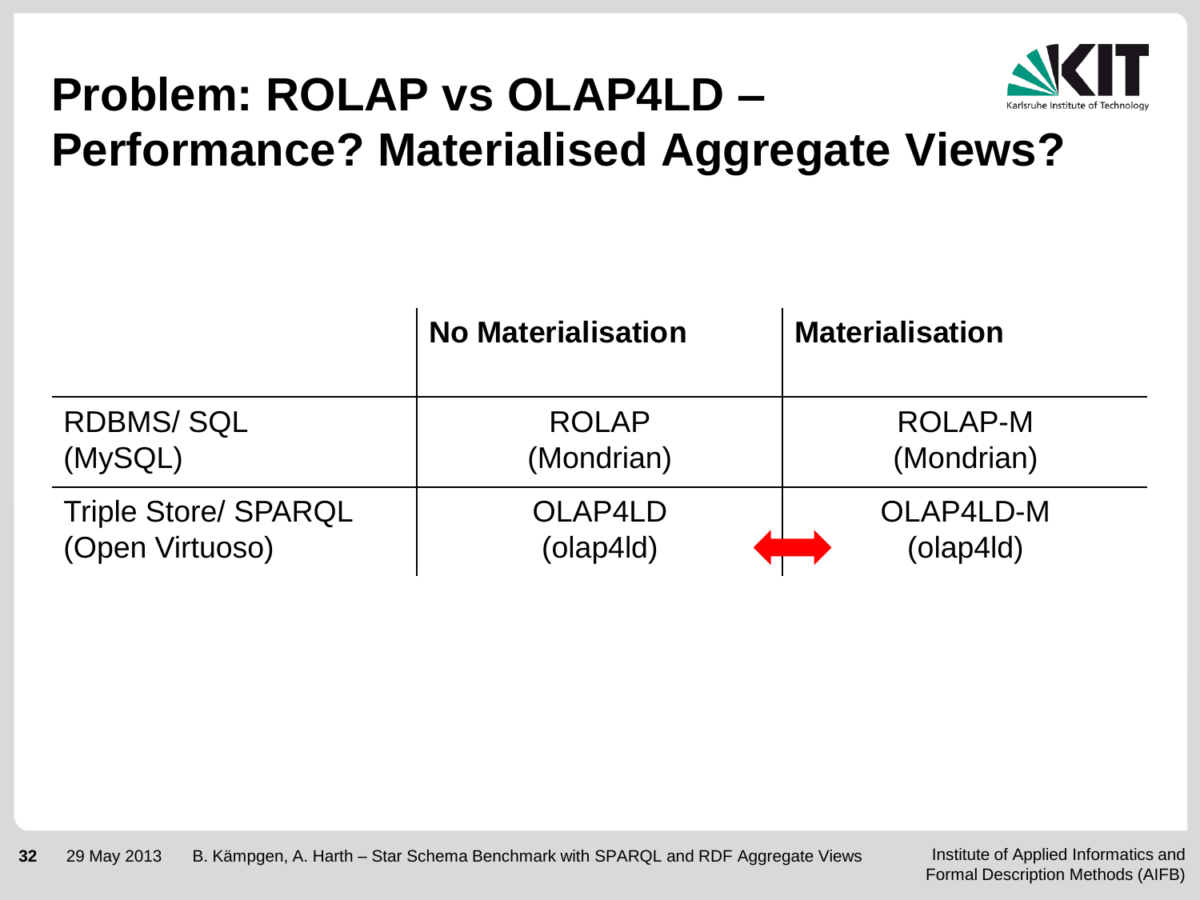# Problem: ROLAP vs OLAP4LD – Performance? Materialised Aggregate Views?

| | No Materialisation | Materialisation |
|---|---|---|
| RDBMS/ SQL (MySQL) | ROLAP (Mondrian) | ROLAP-M (Mondrian) |
| Triple Store/ SPARQL (Open Virtuoso) | OLAP4LD (olap4ld) | OLAP4LD-M (olap4ld) |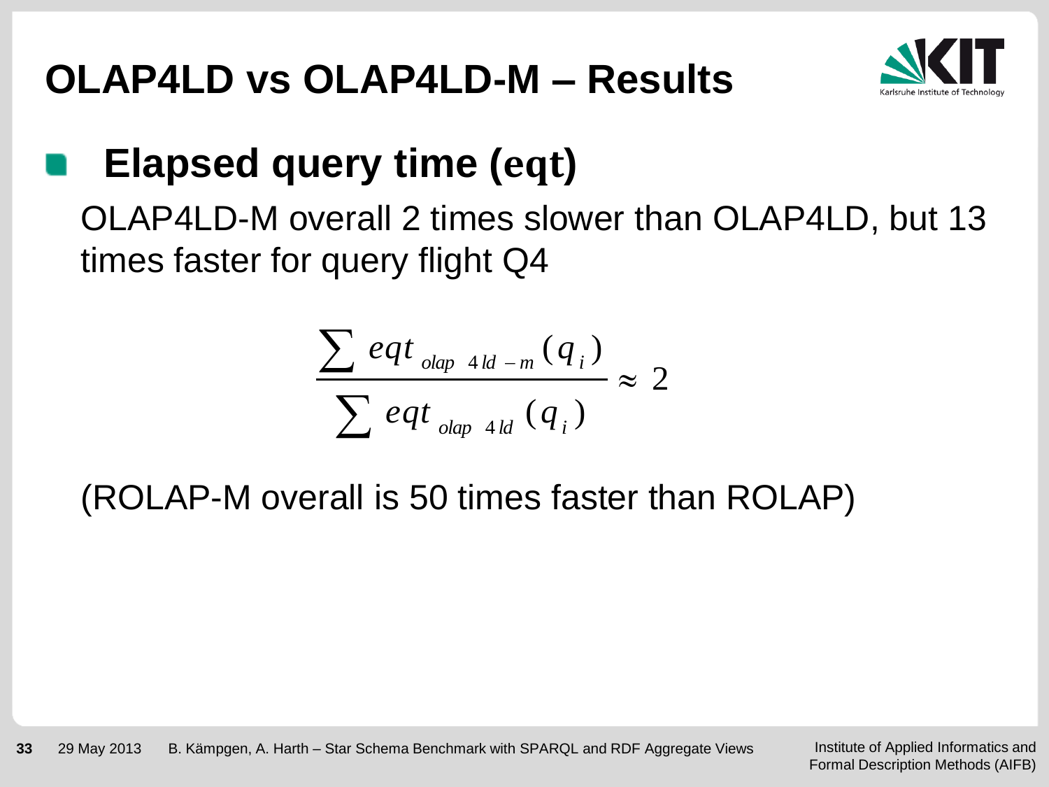# OLAP4LD vs OLAP4LD-M – Results

## Elapsed query time (eqt)

OLAP4LD-M overall 2 times slower than OLAP4LD, but 13 times faster for query flight Q4

$$\frac{\sum eqt_{olap4ld-m}(q_i)}{\sum eqt_{olap4ld}(q_i)} \approx 2$$

(ROLAP-M overall is 50 times faster than ROLAP)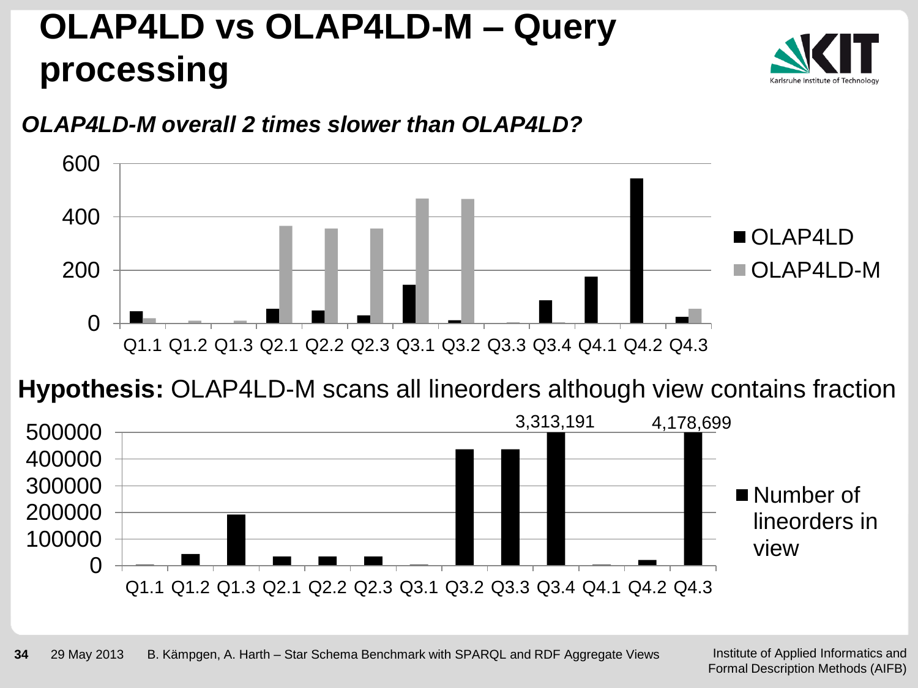# OLAP4LD vs OLAP4LD-M – Query processing

*OLAP4LD-M overall 2 times slower than OLAP4LD?*

**Hypothesis:** OLAP4LD-M scans all lineorders although view contains fraction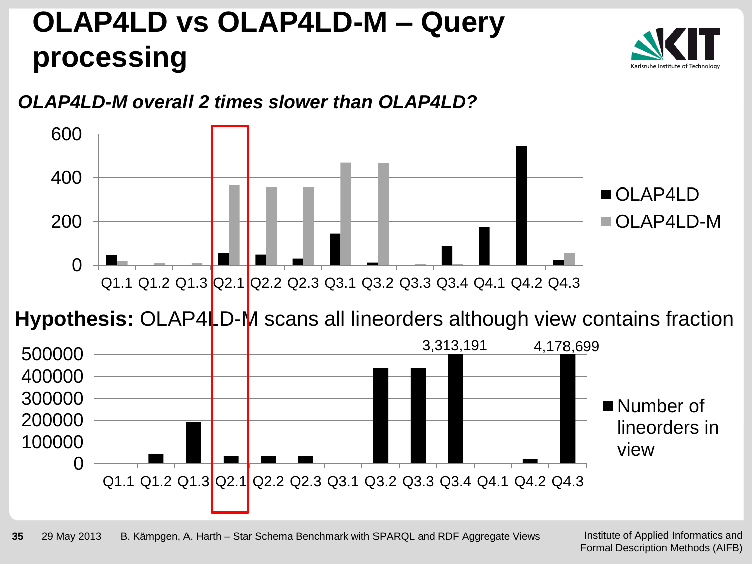# OLAP4LD vs OLAP4LD-M – Query processing

*OLAP4LD-M overall 2 times slower than OLAP4LD?*

600
400
200
0

■ OLAP4LD
■ OLAP4LD-M

Q1.1 Q1.2 Q1.3 Q2.1 Q2.2 Q2.3 Q3.1 Q3.2 Q3.3 Q3.4 Q4.1 Q4.2 Q4.3

**Hypothesis:** OLAP4LD-M scans all lineorders although view contains fraction

3,313,191 4,178,699

500000
400000
300000
200000
100000
0

■ Number of lineorders in view

Q1.1 Q1.2 Q1.3 Q2.1 Q2.2 Q2.3 Q3.1 Q3.2 Q3.3 Q3.4 Q4.1 Q4.2 Q4.3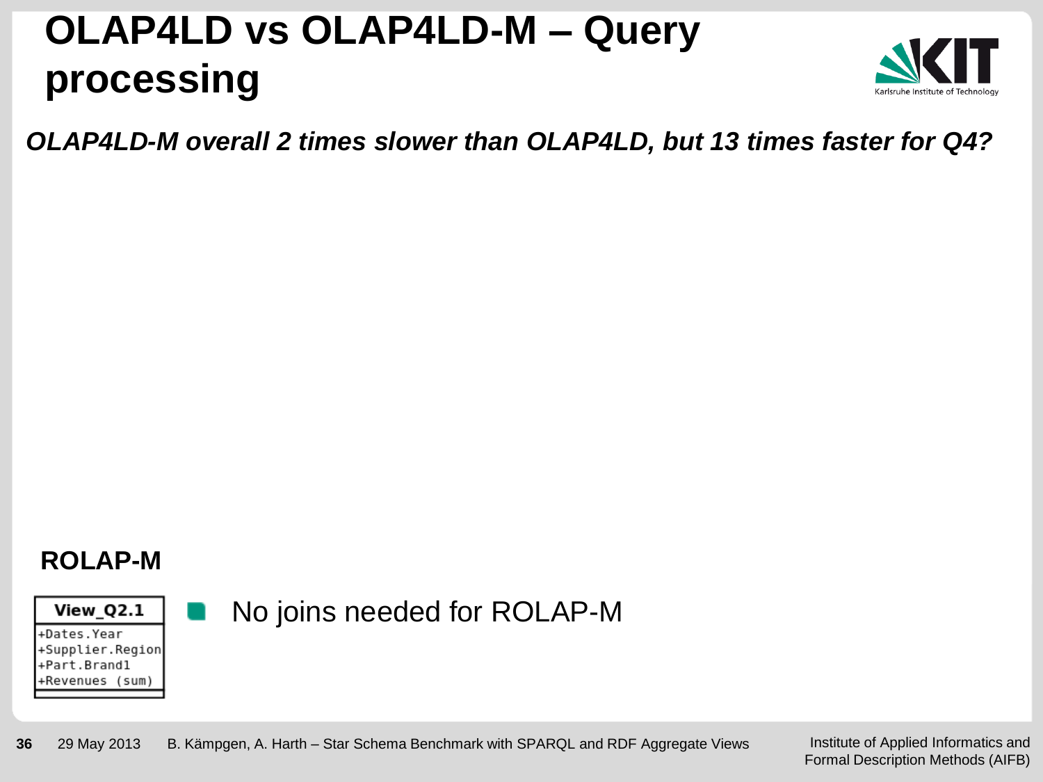# OLAP4LD vs OLAP4LD-M – Query processing

***OLAP4LD-M overall 2 times slower than OLAP4LD, but 13 times faster for Q4?***

**ROLAP-M**

| View_Q2.1 |
| --- |
| +Dates.Year |
| +Supplier.Region |
| +Part.Brand1 |
| +Revenues (sum) |

- No joins needed for ROLAP-M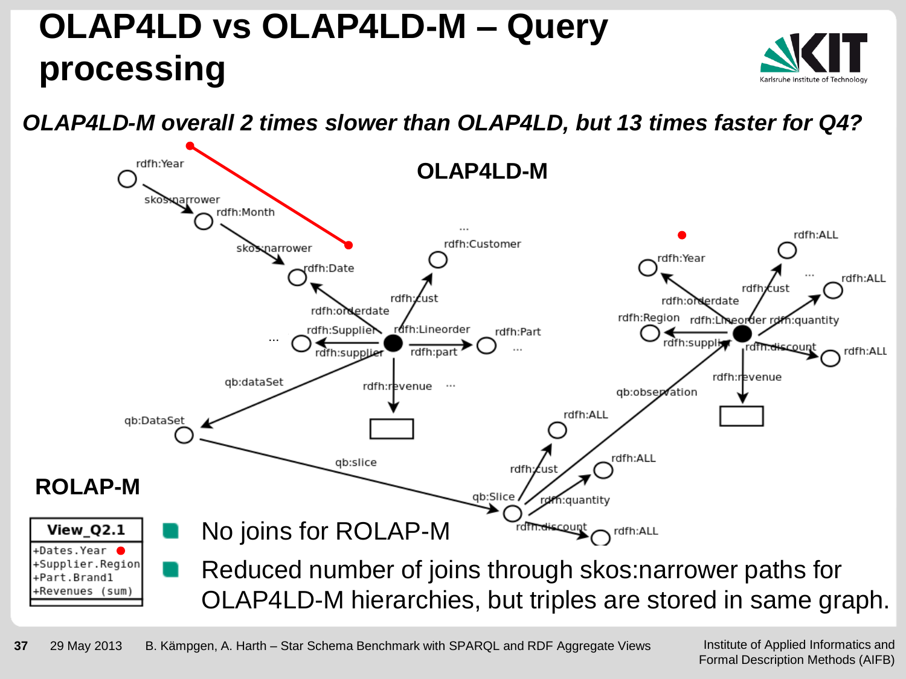# OLAP4LD vs OLAP4LD-M – Query processing

*OLAP4LD-M overall 2 times slower than OLAP4LD, but 13 times faster for Q4?*

**OLAP4LD-M**

**ROLAP-M**

| View_Q2.1 |
|---|
| +Dates.Year<br>+Supplier.Region<br>+Part.Brand1<br>+Revenues (sum) |

- No joins for ROLAP-M
- Reduced number of joins through skos:narrower paths for OLAP4LD-M hierarchies, but triples are stored in same graph.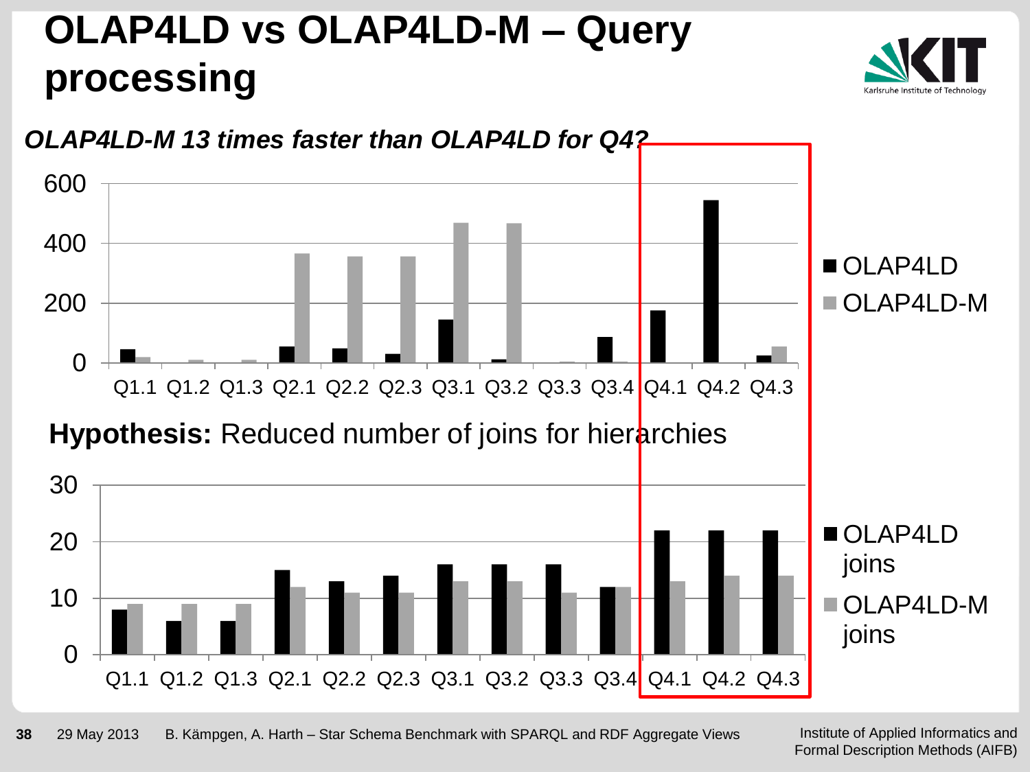# OLAP4LD vs OLAP4LD-M – Query processing

***OLAP4LD-M 13 times faster than OLAP4LD for Q4?***

**Hypothesis:** Reduced number of joins for hierarchies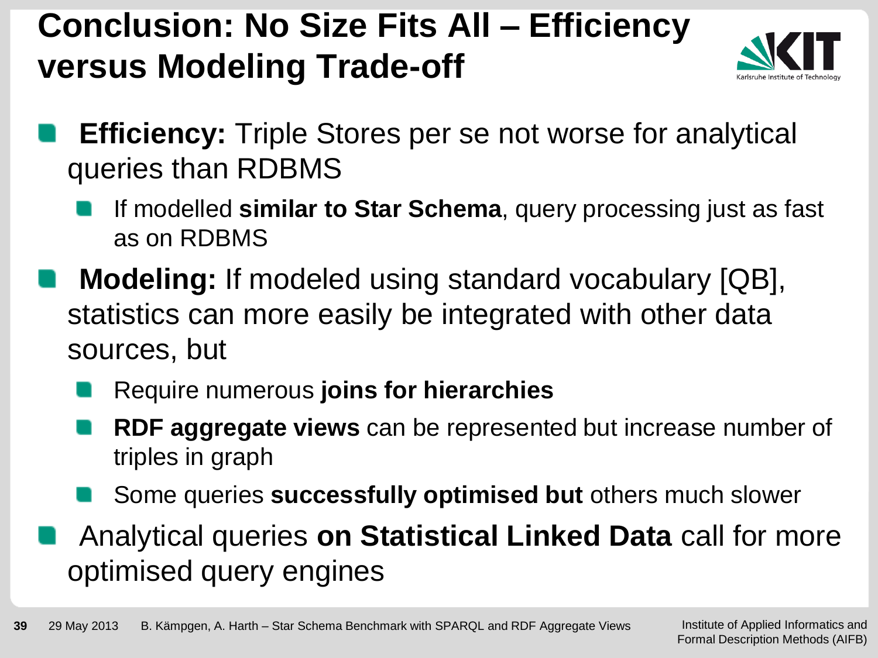# Conclusion: No Size Fits All – Efficiency versus Modeling Trade-off

- **Efficiency:** Triple Stores per se not worse for analytical queries than RDBMS
  - If modelled **similar to Star Schema**, query processing just as fast as on RDBMS
- **Modeling:** If modeled using standard vocabulary [QB], statistics can more easily be integrated with other data sources, but
  - Require numerous **joins for hierarchies**
  - **RDF aggregate views** can be represented but increase number of triples in graph
  - Some queries **successfully optimised but** others much slower
- Analytical queries **on Statistical Linked Data** call for more optimised query engines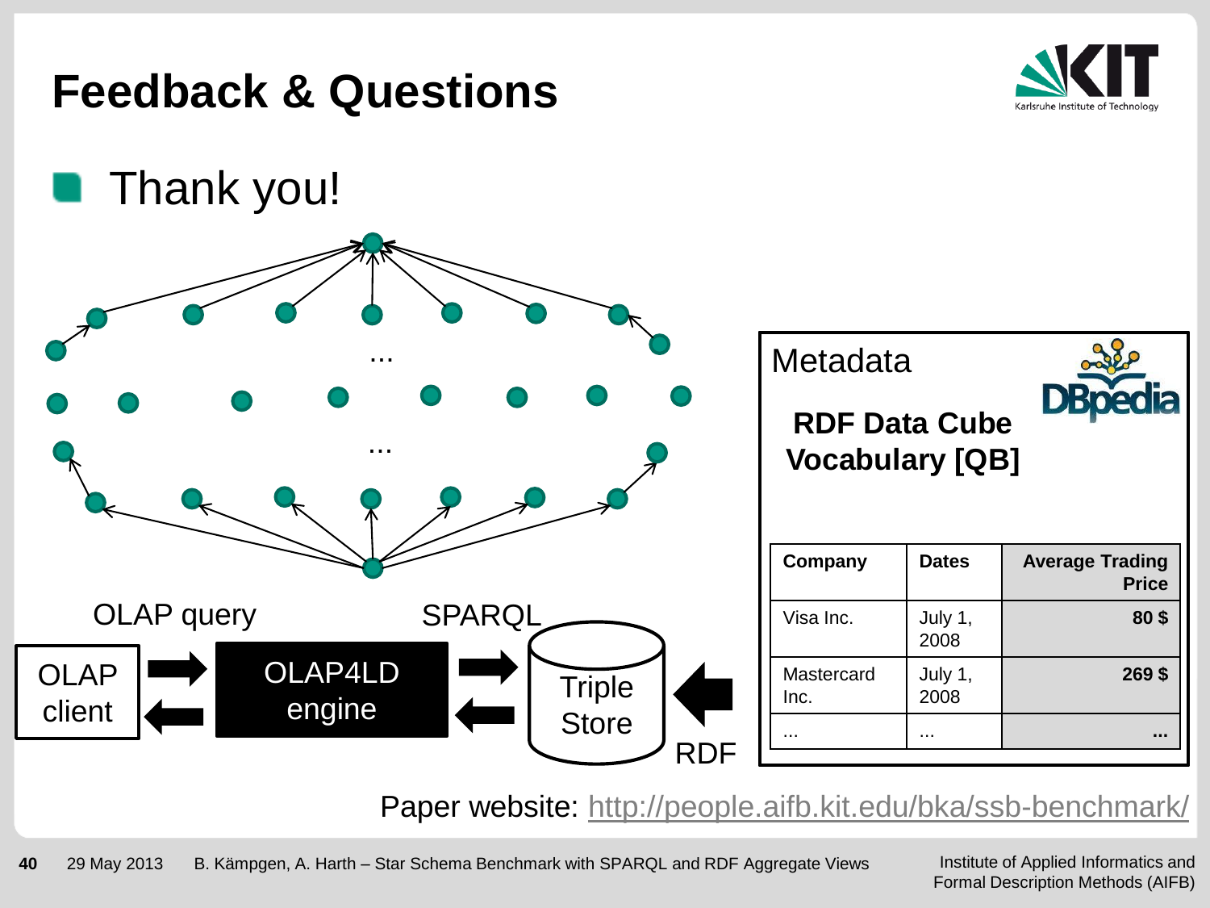# Feedback & Questions

- Thank you!

OLAP query

SPARQL

OLAP client

OLAP4LD engine

Triple Store

RDF

Metadata

**RDF Data Cube Vocabulary [QB]**

| Company | Dates | Average Trading Price |
|---|---|---|
| Visa Inc. | July 1, 2008 | **80 $** |
| Mastercard Inc. | July 1, 2008 | **269 $** |
| … | … | **…** |

Paper website: http://people.aifb.kit.edu/bka/ssb-benchmark/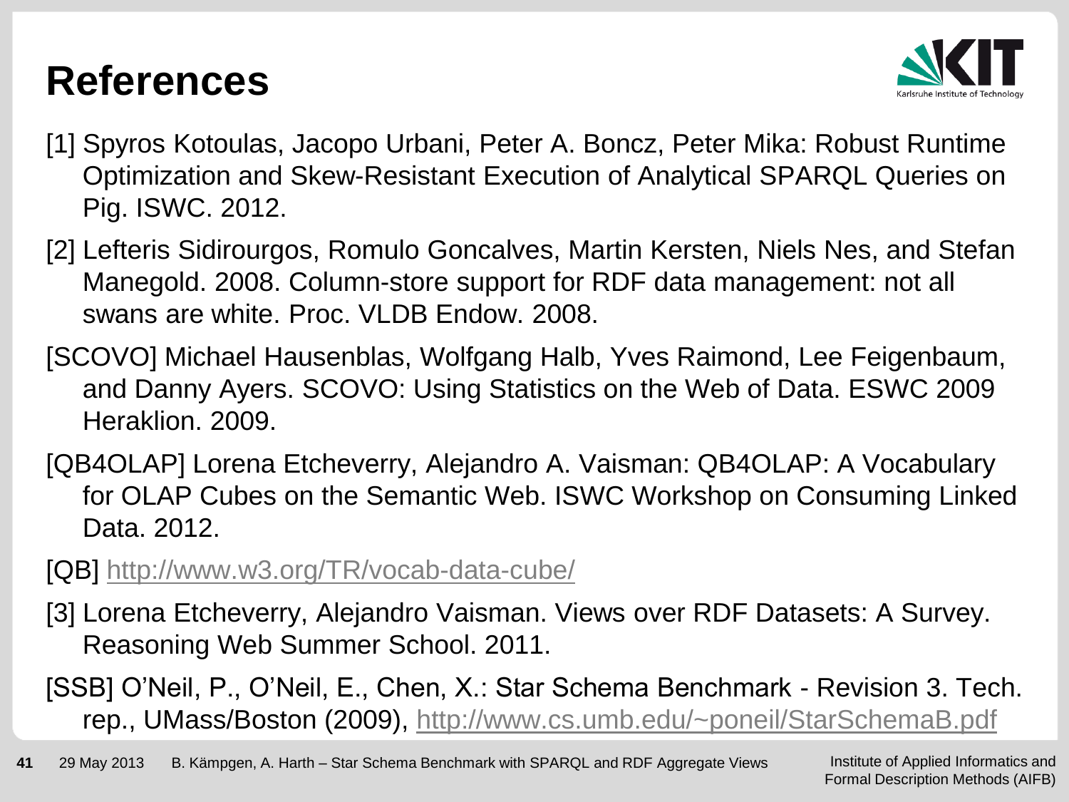# References

[1] Spyros Kotoulas, Jacopo Urbani, Peter A. Boncz, Peter Mika: Robust Runtime Optimization and Skew-Resistant Execution of Analytical SPARQL Queries on Pig. ISWC. 2012.

[2] Lefteris Sidirourgos, Romulo Goncalves, Martin Kersten, Niels Nes, and Stefan Manegold. 2008. Column-store support for RDF data management: not all swans are white. Proc. VLDB Endow. 2008.

[SCOVO] Michael Hausenblas, Wolfgang Halb, Yves Raimond, Lee Feigenbaum, and Danny Ayers. SCOVO: Using Statistics on the Web of Data. ESWC 2009 Heraklion. 2009.

[QB4OLAP] Lorena Etcheverry, Alejandro A. Vaisman: QB4OLAP: A Vocabulary for OLAP Cubes on the Semantic Web. ISWC Workshop on Consuming Linked Data. 2012.

[QB] http://www.w3.org/TR/vocab-data-cube/

[3] Lorena Etcheverry, Alejandro Vaisman. Views over RDF Datasets: A Survey. Reasoning Web Summer School. 2011.

[SSB] O'Neil, P., O'Neil, E., Chen, X.: Star Schema Benchmark - Revision 3. Tech. rep., UMass/Boston (2009), http://www.cs.umb.edu/~poneil/StarSchemaB.pdf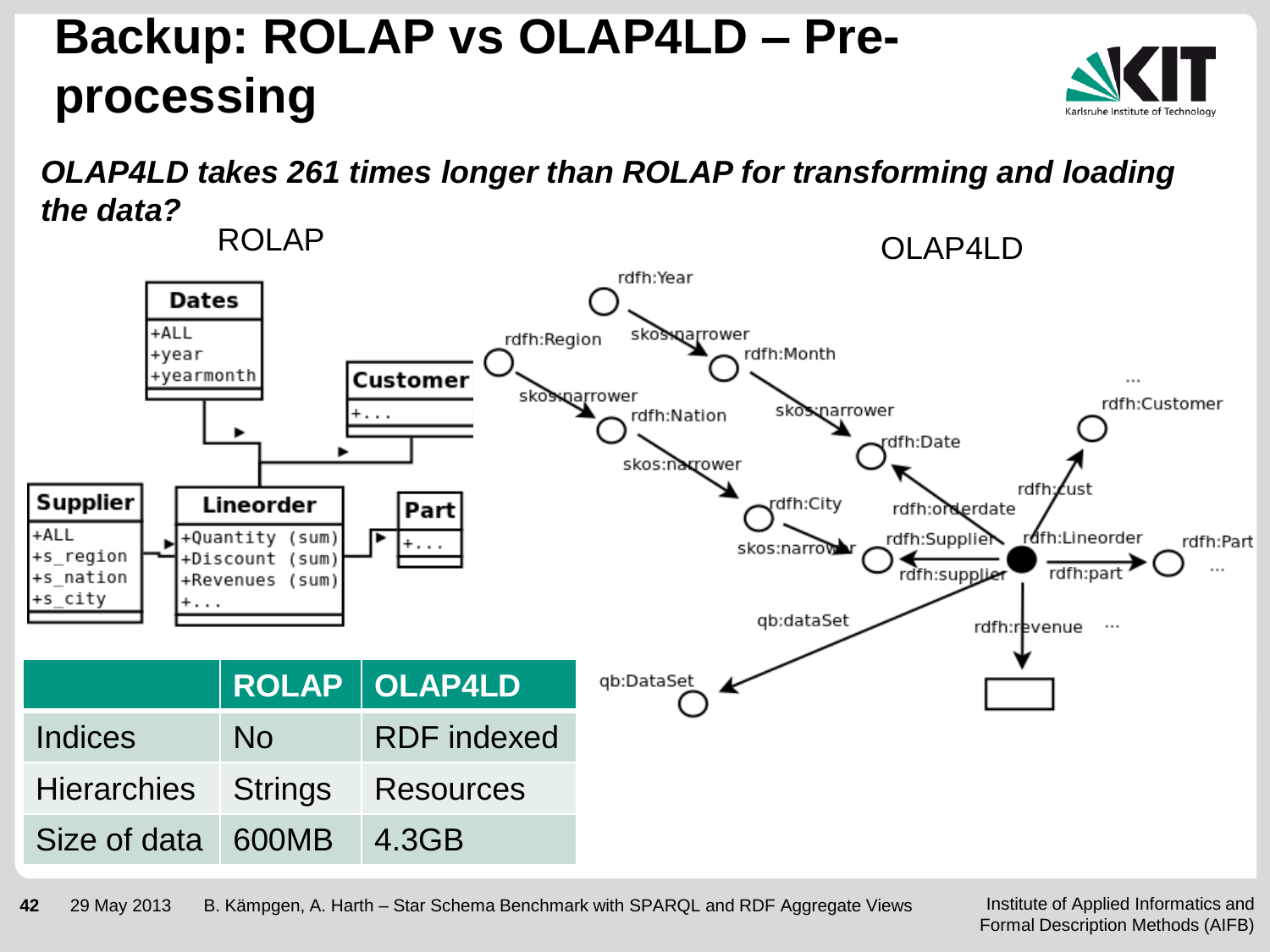# Backup: ROLAP vs OLAP4LD – Pre-processing

***OLAP4LD takes 261 times longer than ROLAP for transforming and loading the data?***

ROLAP

OLAP4LD

| | ROLAP | OLAP4LD |
|---|---|---|
| Indices | No | RDF indexed |
| Hierarchies | Strings | Resources |
| Size of data | 600MB | 4.3GB |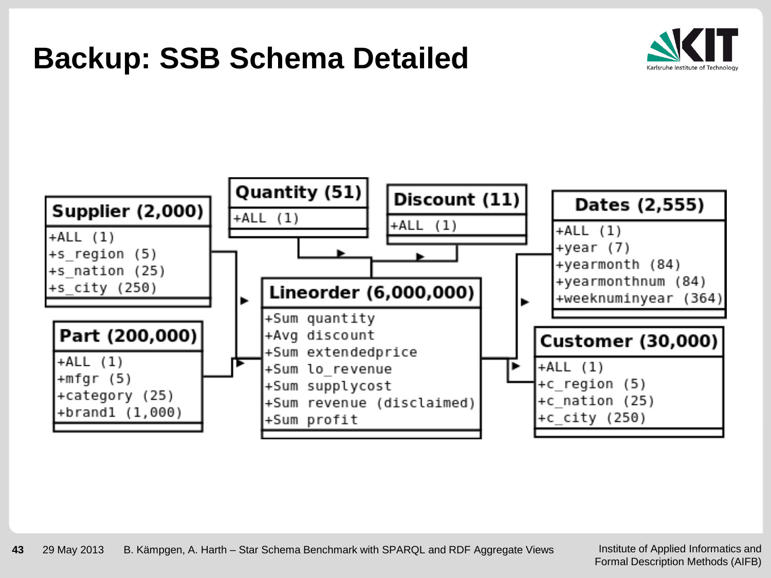# Backup: SSB Schema Detailed

**Supplier (2,000)**
- +ALL (1)
- +s_region (5)
- +s_nation (25)
- +s_city (250)

**Part (200,000)**
- +ALL (1)
- +mfgr (5)
- +category (25)
- +brand1 (1,000)

**Quantity (51)**
- +ALL (1)

**Discount (11)**
- +ALL (1)

**Lineorder (6,000,000)**
- +Sum quantity
- +Avg discount
- +Sum extendedprice
- +Sum lo_revenue
- +Sum supplycost
- +Sum revenue (disclaimed)
- +Sum profit

**Dates (2,555)**
- +ALL (1)
- +year (7)
- +yearmonth (84)
- +yearmonthnum (84)
- +weeknuminyear (364)

**Customer (30,000)**
- +ALL (1)
- +c_region (5)
- +c_nation (25)
- +c_city (250)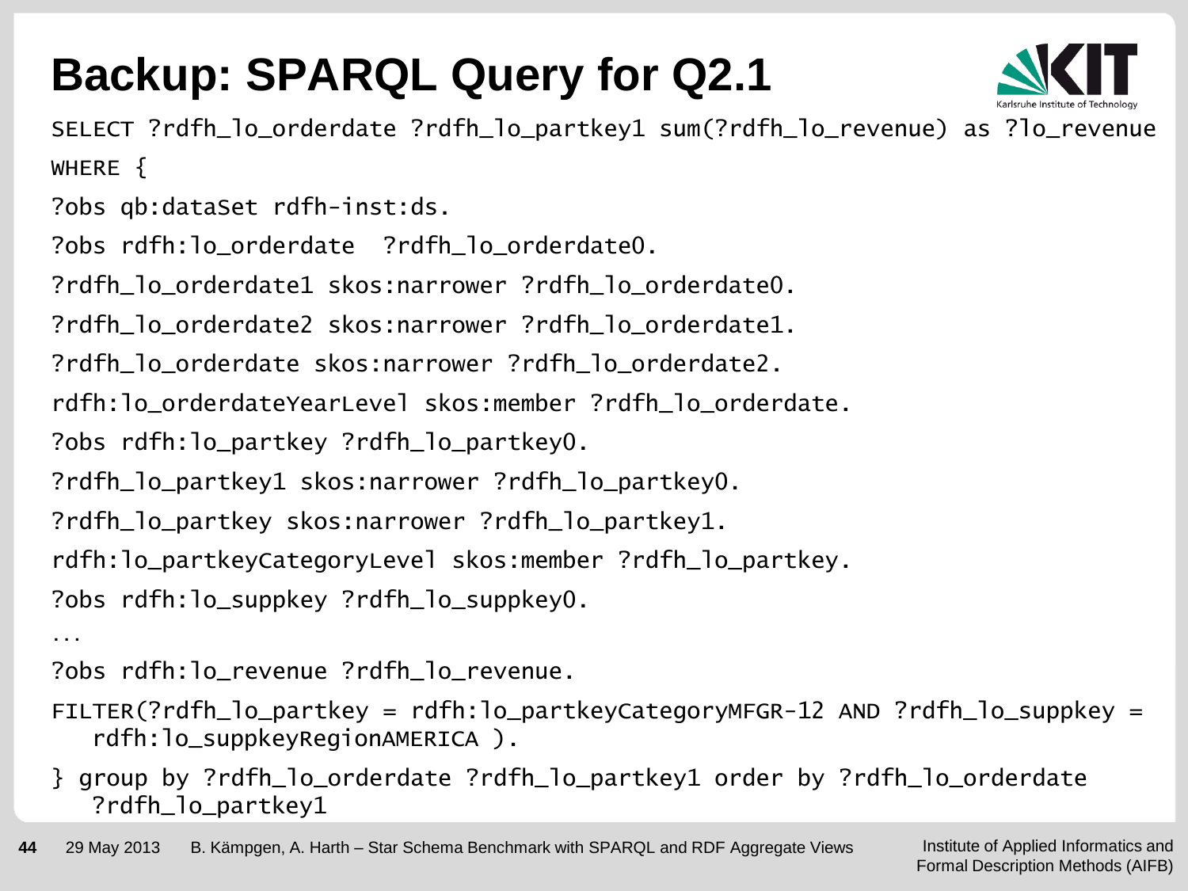# Backup: SPARQL Query for Q2.1

```
SELECT ?rdfh_lo_orderdate ?rdfh_lo_partkey1 sum(?rdfh_lo_revenue) as ?lo_revenue
WHERE {
?obs qb:dataSet rdfh-inst:ds.
?obs rdfh:lo_orderdate  ?rdfh_lo_orderdate0.
?rdfh_lo_orderdate1 skos:narrower ?rdfh_lo_orderdate0.
?rdfh_lo_orderdate2 skos:narrower ?rdfh_lo_orderdate1.
?rdfh_lo_orderdate skos:narrower ?rdfh_lo_orderdate2.
rdfh:lo_orderdateYearLevel skos:member ?rdfh_lo_orderdate.
?obs rdfh:lo_partkey ?rdfh_lo_partkey0.
?rdfh_lo_partkey1 skos:narrower ?rdfh_lo_partkey0.
?rdfh_lo_partkey skos:narrower ?rdfh_lo_partkey1.
rdfh:lo_partkeyCategoryLevel skos:member ?rdfh_lo_partkey.
?obs rdfh:lo_suppkey ?rdfh_lo_suppkey0.
...
?obs rdfh:lo_revenue ?rdfh_lo_revenue.
FILTER(?rdfh_lo_partkey = rdfh:lo_partkeyCategoryMFGR-12 AND ?rdfh_lo_suppkey =
   rdfh:lo_suppkeyRegionAMERICA ).
} group by ?rdfh_lo_orderdate ?rdfh_lo_partkey1 order by ?rdfh_lo_orderdate
   ?rdfh_lo_partkey1
```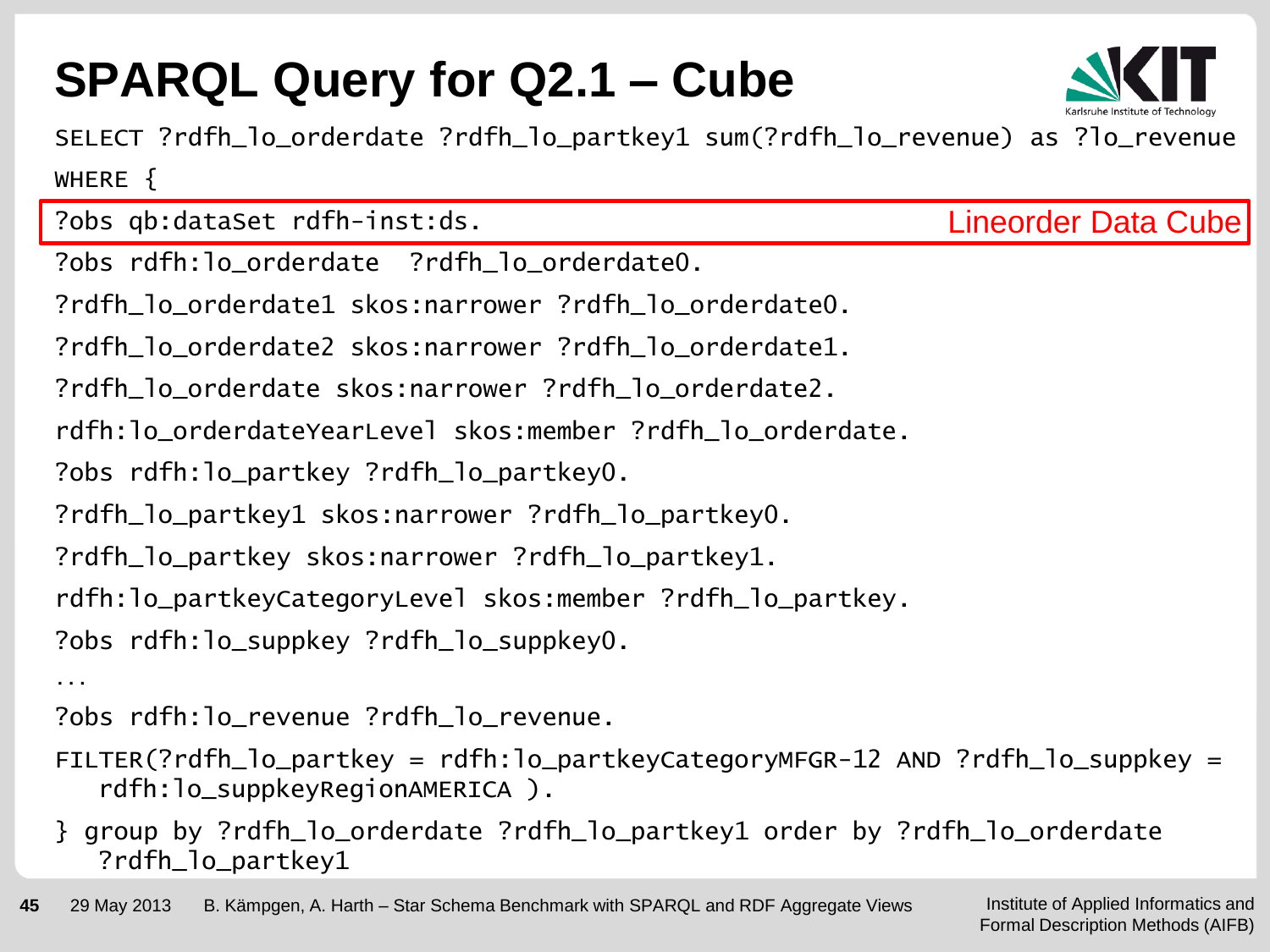# SPARQL Query for Q2.1 – Cube

```
SELECT ?rdfh_lo_orderdate ?rdfh_lo_partkey1 sum(?rdfh_lo_revenue) as ?lo_revenue
WHERE {
?obs qb:dataSet rdfh-inst:ds.                                  Lineorder Data Cube
?obs rdfh:lo_orderdate  ?rdfh_lo_orderdate0.
?rdfh_lo_orderdate1 skos:narrower ?rdfh_lo_orderdate0.
?rdfh_lo_orderdate2 skos:narrower ?rdfh_lo_orderdate1.
?rdfh_lo_orderdate skos:narrower ?rdfh_lo_orderdate2.
rdfh:lo_orderdateYearLevel skos:member ?rdfh_lo_orderdate.
?obs rdfh:lo_partkey ?rdfh_lo_partkey0.
?rdfh_lo_partkey1 skos:narrower ?rdfh_lo_partkey0.
?rdfh_lo_partkey skos:narrower ?rdfh_lo_partkey1.
rdfh:lo_partkeyCategoryLevel skos:member ?rdfh_lo_partkey.
?obs rdfh:lo_suppkey ?rdfh_lo_suppkey0.
...
?obs rdfh:lo_revenue ?rdfh_lo_revenue.
FILTER(?rdfh_lo_partkey = rdfh:lo_partkeyCategoryMFGR-12 AND ?rdfh_lo_suppkey =
   rdfh:lo_suppkeyRegionAMERICA ).
} group by ?rdfh_lo_orderdate ?rdfh_lo_partkey1 order by ?rdfh_lo_orderdate
   ?rdfh_lo_partkey1
```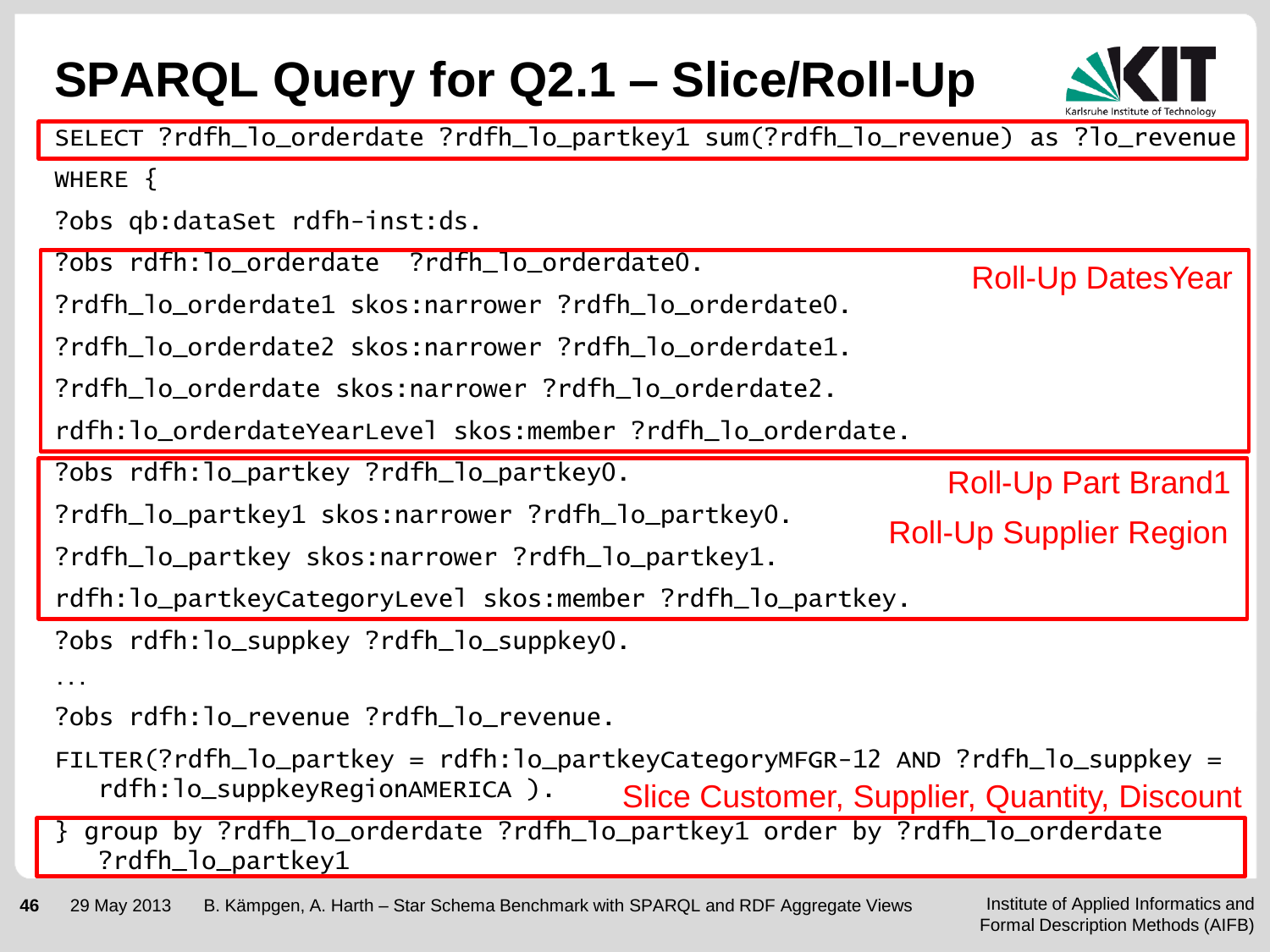# SPARQL Query for Q2.1 – Slice/Roll-Up

```
SELECT ?rdfh_lo_orderdate ?rdfh_lo_partkey1 sum(?rdfh_lo_revenue) as ?lo_revenue
WHERE {
?obs qb:dataSet rdfh-inst:ds.
?obs rdfh:lo_orderdate  ?rdfh_lo_orderdate0.
?rdfh_lo_orderdate1 skos:narrower ?rdfh_lo_orderdate0.
?rdfh_lo_orderdate2 skos:narrower ?rdfh_lo_orderdate1.
?rdfh_lo_orderdate skos:narrower ?rdfh_lo_orderdate2.
rdfh:lo_orderdateYearLevel skos:member ?rdfh_lo_orderdate.
?obs rdfh:lo_partkey ?rdfh_lo_partkey0.
?rdfh_lo_partkey1 skos:narrower ?rdfh_lo_partkey0.
?rdfh_lo_partkey skos:narrower ?rdfh_lo_partkey1.
rdfh:lo_partkeyCategoryLevel skos:member ?rdfh_lo_partkey.
?obs rdfh:lo_suppkey ?rdfh_lo_suppkey0.
...
?obs rdfh:lo_revenue ?rdfh_lo_revenue.
FILTER(?rdfh_lo_partkey = rdfh:lo_partkeyCategoryMFGR-12 AND ?rdfh_lo_suppkey =
   rdfh:lo_suppkeyRegionAMERICA ).
} group by ?rdfh_lo_orderdate ?rdfh_lo_partkey1 order by ?rdfh_lo_orderdate
   ?rdfh_lo_partkey1
```

Roll-Up DatesYear

Roll-Up Part Brand1

Roll-Up Supplier Region

Slice Customer, Supplier, Quantity, Discount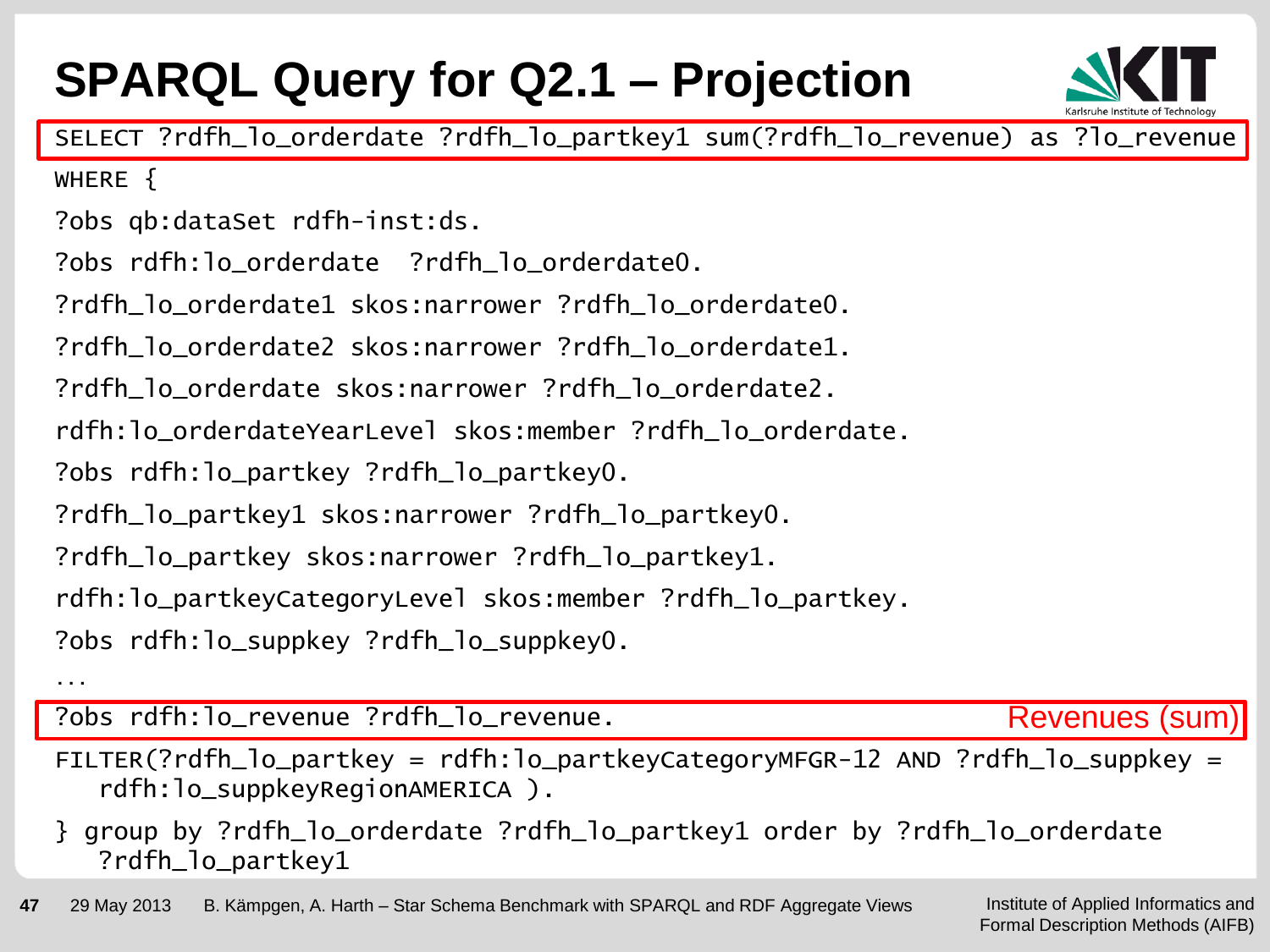# SPARQL Query for Q2.1 – Projection

```
SELECT ?rdfh_lo_orderdate ?rdfh_lo_partkey1 sum(?rdfh_lo_revenue) as ?lo_revenue
WHERE {
?obs qb:dataSet rdfh-inst:ds.
?obs rdfh:lo_orderdate  ?rdfh_lo_orderdate0.
?rdfh_lo_orderdate1 skos:narrower ?rdfh_lo_orderdate0.
?rdfh_lo_orderdate2 skos:narrower ?rdfh_lo_orderdate1.
?rdfh_lo_orderdate skos:narrower ?rdfh_lo_orderdate2.
rdfh:lo_orderdateYearLevel skos:member ?rdfh_lo_orderdate.
?obs rdfh:lo_partkey ?rdfh_lo_partkey0.
?rdfh_lo_partkey1 skos:narrower ?rdfh_lo_partkey0.
?rdfh_lo_partkey skos:narrower ?rdfh_lo_partkey1.
rdfh:lo_partkeyCategoryLevel skos:member ?rdfh_lo_partkey.
?obs rdfh:lo_suppkey ?rdfh_lo_suppkey0.
...
?obs rdfh:lo_revenue ?rdfh_lo_revenue.
FILTER(?rdfh_lo_partkey = rdfh:lo_partkeyCategoryMFGR-12 AND ?rdfh_lo_suppkey =
   rdfh:lo_suppkeyRegionAMERICA ).
} group by ?rdfh_lo_orderdate ?rdfh_lo_partkey1 order by ?rdfh_lo_orderdate
   ?rdfh_lo_partkey1
```

Revenues (sum)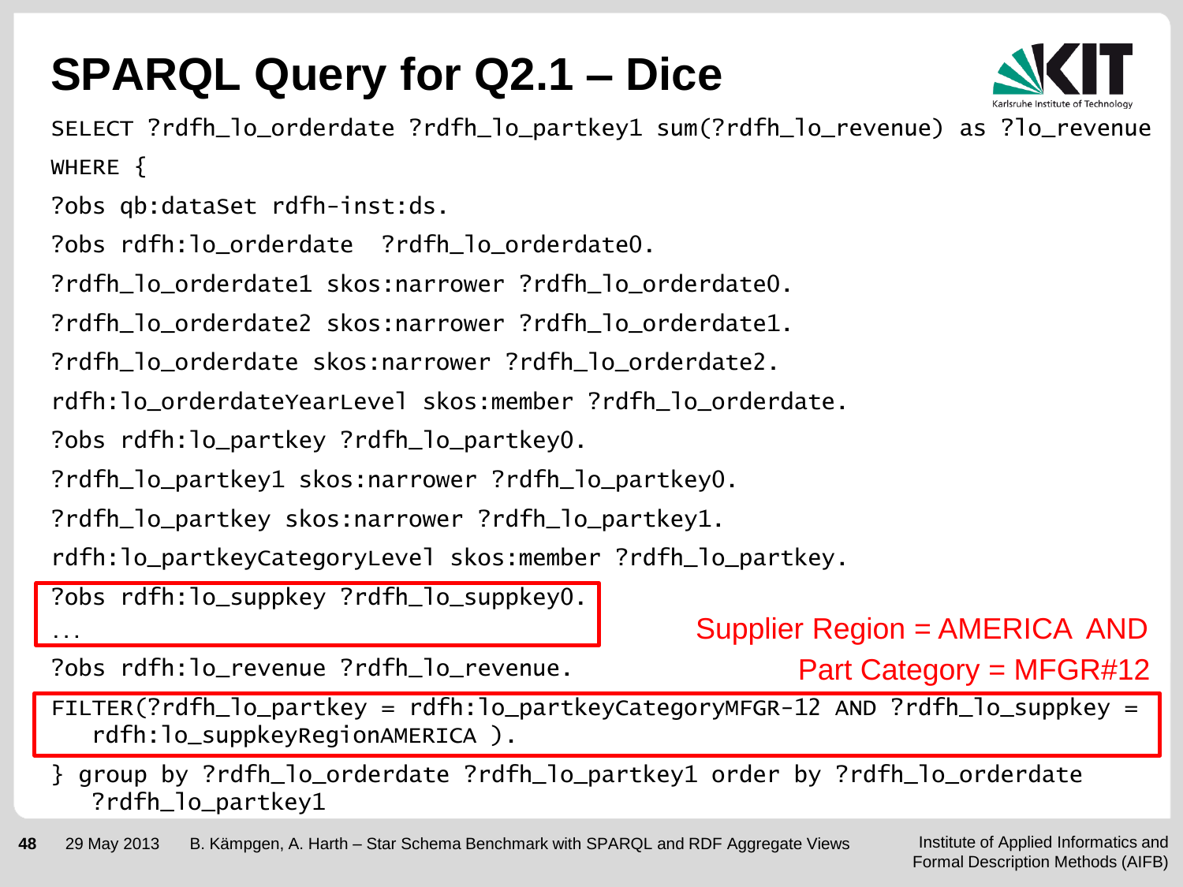# SPARQL Query for Q2.1 – Dice

```
SELECT ?rdfh_lo_orderdate ?rdfh_lo_partkey1 sum(?rdfh_lo_revenue) as ?lo_revenue
WHERE {
?obs qb:dataSet rdfh-inst:ds.
?obs rdfh:lo_orderdate  ?rdfh_lo_orderdate0.
?rdfh_lo_orderdate1 skos:narrower ?rdfh_lo_orderdate0.
?rdfh_lo_orderdate2 skos:narrower ?rdfh_lo_orderdate1.
?rdfh_lo_orderdate skos:narrower ?rdfh_lo_orderdate2.
rdfh:lo_orderdateYearLevel skos:member ?rdfh_lo_orderdate.
?obs rdfh:lo_partkey ?rdfh_lo_partkey0.
?rdfh_lo_partkey1 skos:narrower ?rdfh_lo_partkey0.
?rdfh_lo_partkey skos:narrower ?rdfh_lo_partkey1.
rdfh:lo_partkeyCategoryLevel skos:member ?rdfh_lo_partkey.
?obs rdfh:lo_suppkey ?rdfh_lo_suppkey0.
...
?obs rdfh:lo_revenue ?rdfh_lo_revenue.
FILTER(?rdfh_lo_partkey = rdfh:lo_partkeyCategoryMFGR-12 AND ?rdfh_lo_suppkey =
   rdfh:lo_suppkeyRegionAMERICA ).
} group by ?rdfh_lo_orderdate ?rdfh_lo_partkey1 order by ?rdfh_lo_orderdate
   ?rdfh_lo_partkey1
```

Supplier Region = AMERICA AND
Part Category = MFGR#12